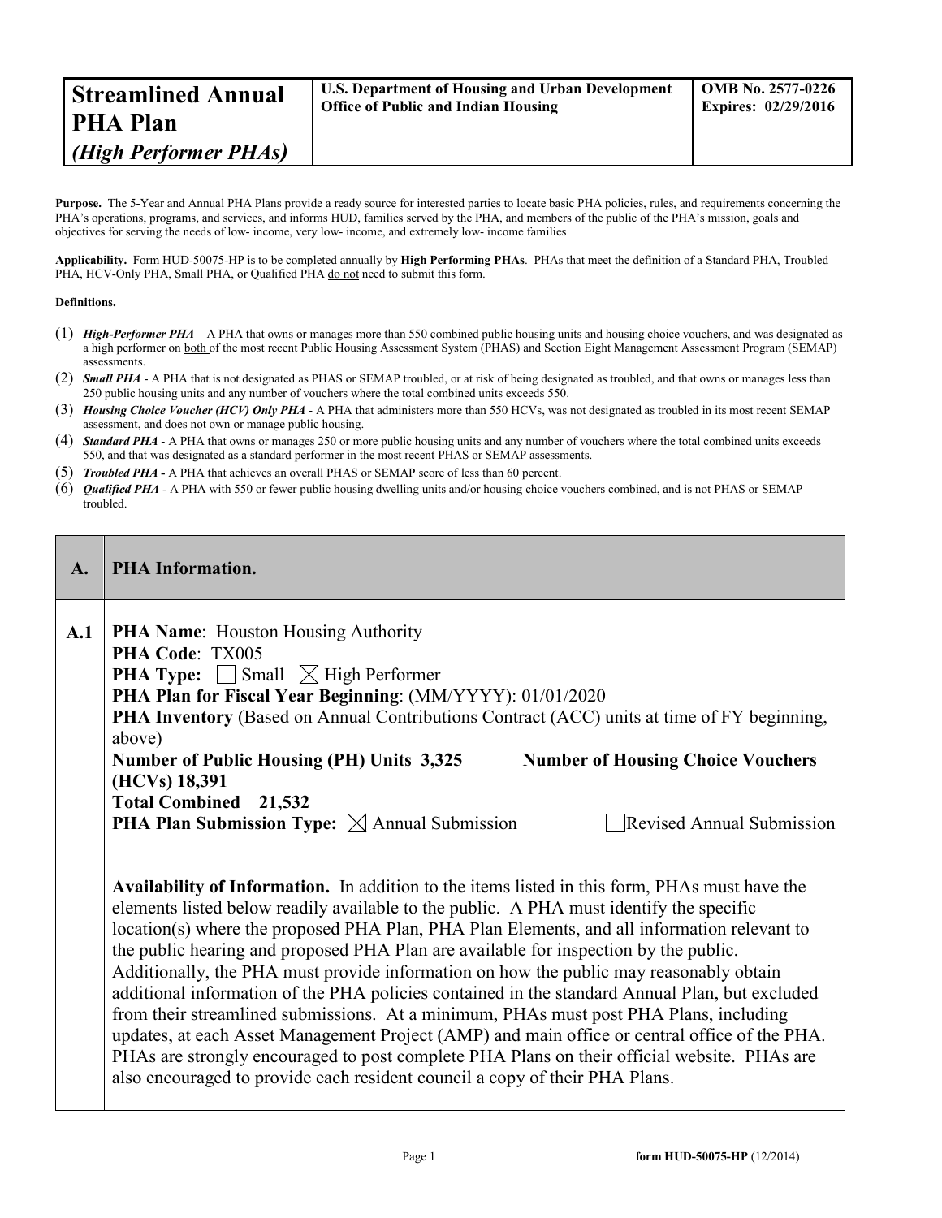| **Streamlined Annual PHA Plan** *(High Performer PHAs)* | **U.S. Department of Housing and Urban Development Office of Public and Indian Housing** | **OMB No. 2577-0226 Expires: 02/29/2016** |
|---|---|---|

**Purpose.** The 5-Year and Annual PHA Plans provide a ready source for interested parties to locate basic PHA policies, rules, and requirements concerning the PHA's operations, programs, and services, and informs HUD, families served by the PHA, and members of the public of the PHA's mission, goals and objectives for serving the needs of low- income, very low- income, and extremely low- income families

**Applicability.** Form HUD-50075-HP is to be completed annually by **High Performing PHAs**. PHAs that meet the definition of a Standard PHA, Troubled PHA, HCV-Only PHA, Small PHA, or Qualified PHA do not need to submit this form.

**Definitions.**

(1) ***High-Performer PHA*** – A PHA that owns or manages more than 550 combined public housing units and housing choice vouchers, and was designated as a high performer on both of the most recent Public Housing Assessment System (PHAS) and Section Eight Management Assessment Program (SEMAP) assessments.

(2) ***Small PHA*** - A PHA that is not designated as PHAS or SEMAP troubled, or at risk of being designated as troubled, and that owns or manages less than 250 public housing units and any number of vouchers where the total combined units exceeds 550.

(3) ***Housing Choice Voucher (HCV) Only PHA*** - A PHA that administers more than 550 HCVs, was not designated as troubled in its most recent SEMAP assessment, and does not own or manage public housing.

(4) ***Standard PHA*** - A PHA that owns or manages 250 or more public housing units and any number of vouchers where the total combined units exceeds 550, and that was designated as a standard performer in the most recent PHAS or SEMAP assessments.

(5) ***Troubled PHA*** - A PHA that achieves an overall PHAS or SEMAP score of less than 60 percent.

(6) ***Qualified PHA*** - A PHA with 550 or fewer public housing dwelling units and/or housing choice vouchers combined, and is not PHAS or SEMAP troubled.

| **A.** | **PHA Information.** |
|---|---|
| **A.1** | **PHA Name**: Houston Housing Authority<br>**PHA Code**: TX005<br>**PHA Type:** ☐ Small ☒ High Performer<br>**PHA Plan for Fiscal Year Beginning**: (MM/YYYY): 01/01/2020<br>**PHA Inventory** (Based on Annual Contributions Contract (ACC) units at time of FY beginning, above)<br>**Number of Public Housing (PH) Units 3,325** **Number of Housing Choice Vouchers (HCVs) 18,391**<br>**Total Combined 21,532**<br>**PHA Plan Submission Type:** ☒ Annual Submission ☐ Revised Annual Submission<br><br>**Availability of Information.** In addition to the items listed in this form, PHAs must have the elements listed below readily available to the public. A PHA must identify the specific location(s) where the proposed PHA Plan, PHA Plan Elements, and all information relevant to the public hearing and proposed PHA Plan are available for inspection by the public. Additionally, the PHA must provide information on how the public may reasonably obtain additional information of the PHA policies contained in the standard Annual Plan, but excluded from their streamlined submissions. At a minimum, PHAs must post PHA Plans, including updates, at each Asset Management Project (AMP) and main office or central office of the PHA. PHAs are strongly encouraged to post complete PHA Plans on their official website. PHAs are also encouraged to provide each resident council a copy of their PHA Plans. |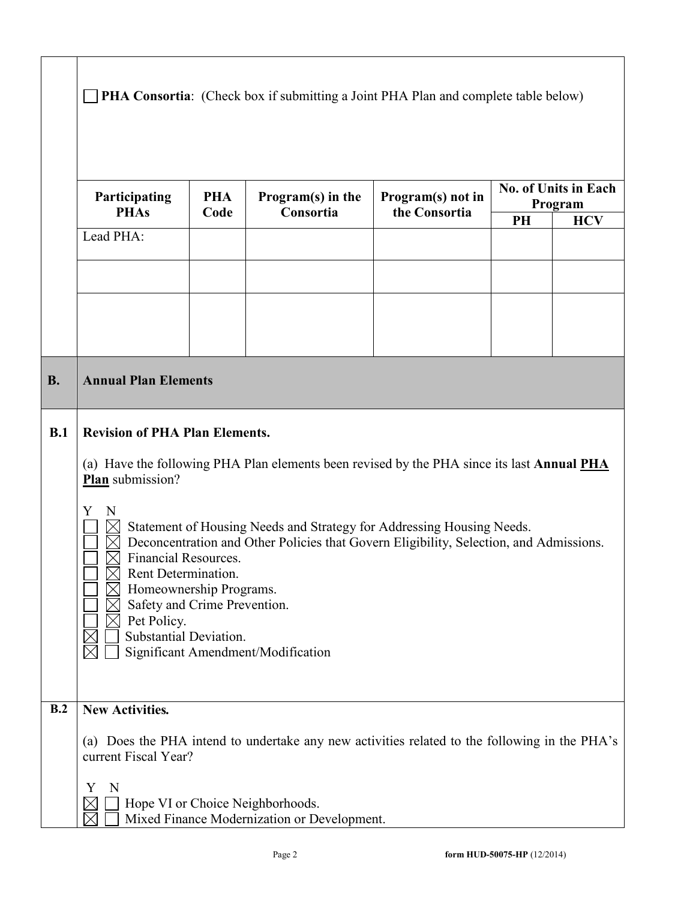☐ **PHA Consortia**: (Check box if submitting a Joint PHA Plan and complete table below)

| Participating PHAs | PHA Code | Program(s) in the Consortia | Program(s) not in the Consortia | No. of Units in Each Program | |
|---|---|---|---|---|---|
| | | | | PH | HCV |
| Lead PHA: | | | | | |
| | | | | | |
| | | | | | |

## B. Annual Plan Elements

### B.1 Revision of PHA Plan Elements.

(a) Have the following PHA Plan elements been revised by the PHA since its last **Annual PHA Plan** submission?

| Y | N | |
|---|---|---|
| ☐ | ☒ | Statement of Housing Needs and Strategy for Addressing Housing Needs. |
| ☐ | ☒ | Deconcentration and Other Policies that Govern Eligibility, Selection, and Admissions. |
| ☐ | ☒ | Financial Resources. |
| ☐ | ☒ | Rent Determination. |
| ☐ | ☒ | Homeownership Programs. |
| ☐ | ☒ | Safety and Crime Prevention. |
| ☐ | ☒ | Pet Policy. |
| ☒ | ☐ | Substantial Deviation. |
| ☒ | ☐ | Significant Amendment/Modification |

### B.2 New Activities.

(a) Does the PHA intend to undertake any new activities related to the following in the PHA's current Fiscal Year?

| Y | N | |
|---|---|---|
| ☒ | ☐ | Hope VI or Choice Neighborhoods. |
| ☒ | ☐ | Mixed Finance Modernization or Development. |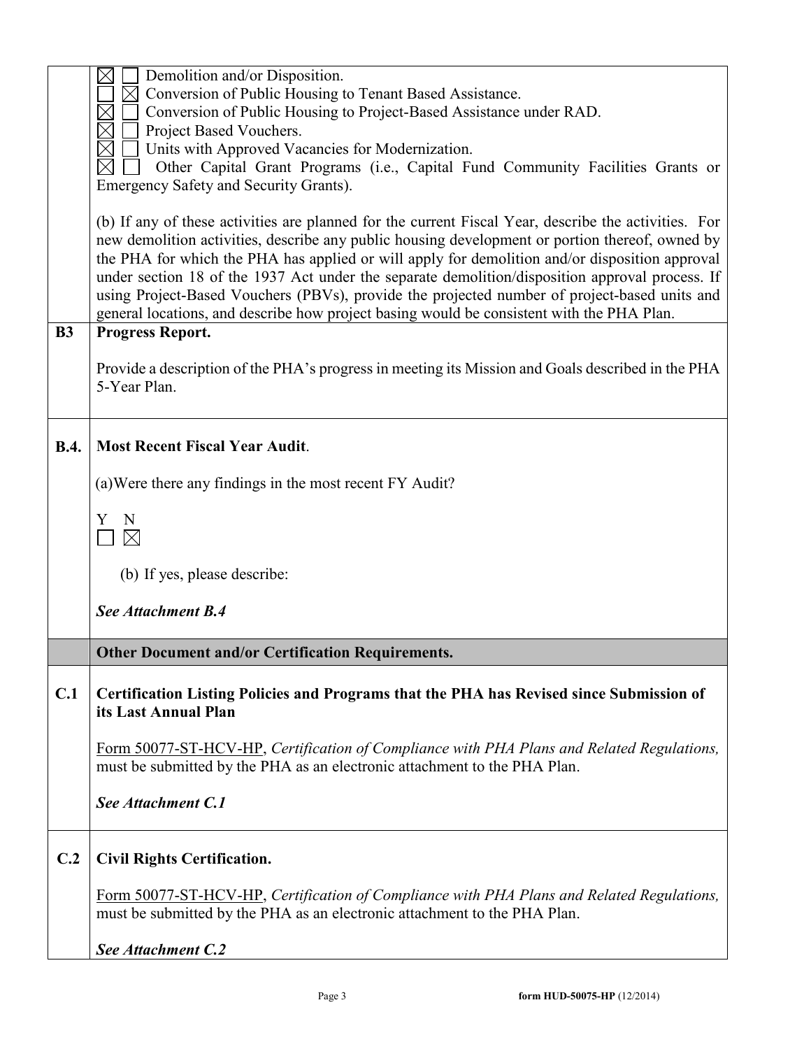☒ ☐ Demolition and/or Disposition.
☐ ☒ Conversion of Public Housing to Tenant Based Assistance.
☒ ☐ Conversion of Public Housing to Project-Based Assistance under RAD.
☒ ☐ Project Based Vouchers.
☒ ☐ Units with Approved Vacancies for Modernization.
☒ ☐ Other Capital Grant Programs (i.e., Capital Fund Community Facilities Grants or Emergency Safety and Security Grants).

(b) If any of these activities are planned for the current Fiscal Year, describe the activities. For new demolition activities, describe any public housing development or portion thereof, owned by the PHA for which the PHA has applied or will apply for demolition and/or disposition approval under section 18 of the 1937 Act under the separate demolition/disposition approval process. If using Project-Based Vouchers (PBVs), provide the projected number of project-based units and general locations, and describe how project basing would be consistent with the PHA Plan.

**B3 Progress Report.**

Provide a description of the PHA's progress in meeting its Mission and Goals described in the PHA 5-Year Plan.

**B.4. Most Recent Fiscal Year Audit**.

(a) Were there any findings in the most recent FY Audit?

Y N
☐ ☒

(b) If yes, please describe:

***See Attachment B.4***

## Other Document and/or Certification Requirements.

**C.1 Certification Listing Policies and Programs that the PHA has Revised since Submission of its Last Annual Plan**

Form 50077-ST-HCV-HP, *Certification of Compliance with PHA Plans and Related Regulations,* must be submitted by the PHA as an electronic attachment to the PHA Plan.

***See Attachment C.1***

**C.2 Civil Rights Certification.**

Form 50077-ST-HCV-HP, *Certification of Compliance with PHA Plans and Related Regulations,* must be submitted by the PHA as an electronic attachment to the PHA Plan.

***See Attachment C.2***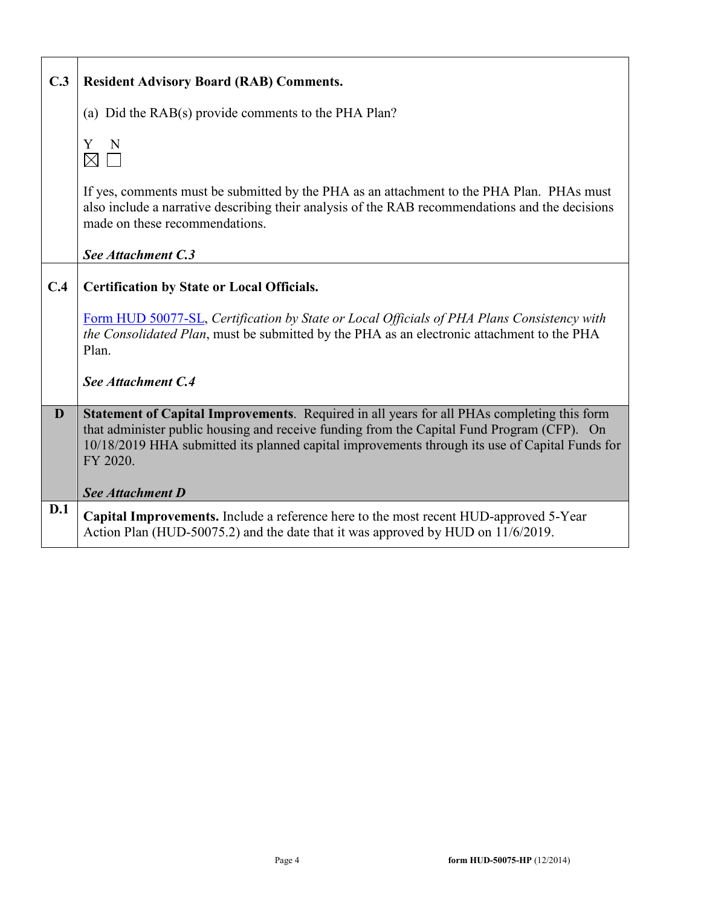| | |
|---|---|
| **C.3** | **Resident Advisory Board (RAB) Comments.**<br><br>(a) Did the RAB(s) provide comments to the PHA Plan?<br><br>Y ☒ N ☐<br><br>If yes, comments must be submitted by the PHA as an attachment to the PHA Plan. PHAs must also include a narrative describing their analysis of the RAB recommendations and the decisions made on these recommendations.<br><br>***See Attachment C.3*** |
| **C.4** | **Certification by State or Local Officials.**<br><br>Form HUD 50077-SL, *Certification by State or Local Officials of PHA Plans Consistency with the Consolidated Plan*, must be submitted by the PHA as an electronic attachment to the PHA Plan.<br><br>***See Attachment C.4*** |
| **D** | **Statement of Capital Improvements**. Required in all years for all PHAs completing this form that administer public housing and receive funding from the Capital Fund Program (CFP). On 10/18/2019 HHA submitted its planned capital improvements through its use of Capital Funds for FY 2020.<br><br>***See Attachment D*** |
| **D.1** | **Capital Improvements.** Include a reference here to the most recent HUD-approved 5-Year Action Plan (HUD-50075.2) and the date that it was approved by HUD on 11/6/2019. |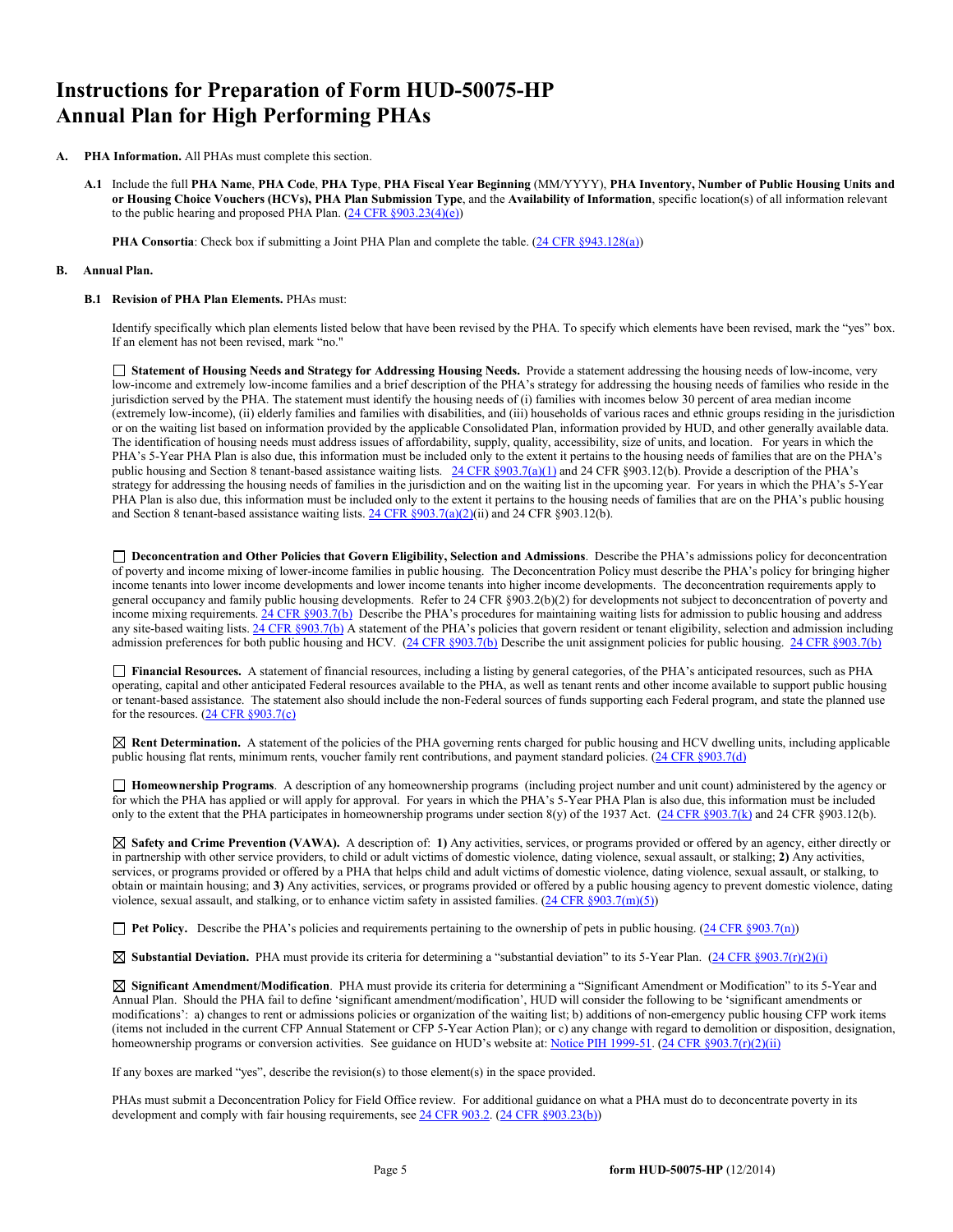# Instructions for Preparation of Form HUD-50075-HP Annual Plan for High Performing PHAs

**A. PHA Information.** All PHAs must complete this section.

**A.1** Include the full **PHA Name**, **PHA Code**, **PHA Type**, **PHA Fiscal Year Beginning** (MM/YYYY), **PHA Inventory, Number of Public Housing Units and or Housing Choice Vouchers (HCVs), PHA Plan Submission Type**, and the **Availability of Information**, specific location(s) of all information relevant to the public hearing and proposed PHA Plan. (24 CFR §903.23(4)(e))

**PHA Consortia**: Check box if submitting a Joint PHA Plan and complete the table. (24 CFR §943.128(a))

**B. Annual Plan.**

**B.1 Revision of PHA Plan Elements.** PHAs must:

Identify specifically which plan elements listed below that have been revised by the PHA. To specify which elements have been revised, mark the "yes" box. If an element has not been revised, mark "no."

☐ **Statement of Housing Needs and Strategy for Addressing Housing Needs.** Provide a statement addressing the housing needs of low-income, very low-income and extremely low-income families and a brief description of the PHA's strategy for addressing the housing needs of families who reside in the jurisdiction served by the PHA. The statement must identify the housing needs of (i) families with incomes below 30 percent of area median income (extremely low-income), (ii) elderly families and families with disabilities, and (iii) households of various races and ethnic groups residing in the jurisdiction or on the waiting list based on information provided by the applicable Consolidated Plan, information provided by HUD, and other generally available data. The identification of housing needs must address issues of affordability, supply, quality, accessibility, size of units, and location. For years in which the PHA's 5-Year PHA Plan is also due, this information must be included only to the extent it pertains to the housing needs of families that are on the PHA's public housing and Section 8 tenant-based assistance waiting lists. 24 CFR §903.7(a)(1) and 24 CFR §903.12(b). Provide a description of the PHA's strategy for addressing the housing needs of families in the jurisdiction and on the waiting list in the upcoming year. For years in which the PHA's 5-Year PHA Plan is also due, this information must be included only to the extent it pertains to the housing needs of families that are on the PHA's public housing and Section 8 tenant-based assistance waiting lists. 24 CFR §903.7(a)(2)(ii) and 24 CFR §903.12(b).

☐ **Deconcentration and Other Policies that Govern Eligibility, Selection and Admissions**. Describe the PHA's admissions policy for deconcentration of poverty and income mixing of lower-income families in public housing. The Deconcentration Policy must describe the PHA's policy for bringing higher income tenants into lower income developments and lower income tenants into higher income developments. The deconcentration requirements apply to general occupancy and family public housing developments. Refer to 24 CFR §903.2(b)(2) for developments not subject to deconcentration of poverty and income mixing requirements. 24 CFR §903.7(b) Describe the PHA's procedures for maintaining waiting lists for admission to public housing and address any site-based waiting lists. 24 CFR §903.7(b) A statement of the PHA's policies that govern resident or tenant eligibility, selection and admission including admission preferences for both public housing and HCV. (24 CFR §903.7(b) Describe the unit assignment policies for public housing. 24 CFR §903.7(b)

☐ **Financial Resources.** A statement of financial resources, including a listing by general categories, of the PHA's anticipated resources, such as PHA operating, capital and other anticipated Federal resources available to the PHA, as well as tenant rents and other income available to support public housing or tenant-based assistance. The statement also should include the non-Federal sources of funds supporting each Federal program, and state the planned use for the resources. (24 CFR §903.7(c)

☒ **Rent Determination.** A statement of the policies of the PHA governing rents charged for public housing and HCV dwelling units, including applicable public housing flat rents, minimum rents, voucher family rent contributions, and payment standard policies. (24 CFR §903.7(d)

☐ **Homeownership Programs**. A description of any homeownership programs (including project number and unit count) administered by the agency or for which the PHA has applied or will apply for approval. For years in which the PHA's 5-Year PHA Plan is also due, this information must be included only to the extent that the PHA participates in homeownership programs under section 8(y) of the 1937 Act. (24 CFR §903.7(k) and 24 CFR §903.12(b).

☒ **Safety and Crime Prevention (VAWA).** A description of: **1)** Any activities, services, or programs provided or offered by an agency, either directly or in partnership with other service providers, to child or adult victims of domestic violence, dating violence, sexual assault, or stalking; **2)** Any activities, services, or programs provided or offered by a PHA that helps child and adult victims of domestic violence, dating violence, sexual assault, or stalking, to obtain or maintain housing; and **3)** Any activities, services, or programs provided or offered by a public housing agency to prevent domestic violence, dating violence, sexual assault, and stalking, or to enhance victim safety in assisted families. (24 CFR §903.7(m)(5))

☐ **Pet Policy.** Describe the PHA's policies and requirements pertaining to the ownership of pets in public housing. (24 CFR §903.7(n))

☒ **Substantial Deviation.** PHA must provide its criteria for determining a "substantial deviation" to its 5-Year Plan. (24 CFR §903.7(r)(2)(i)

☒ **Significant Amendment/Modification**. PHA must provide its criteria for determining a "Significant Amendment or Modification" to its 5-Year and Annual Plan. Should the PHA fail to define 'significant amendment/modification', HUD will consider the following to be 'significant amendments or modifications': a) changes to rent or admissions policies or organization of the waiting list; b) additions of non-emergency public housing CFP work items (items not included in the current CFP Annual Statement or CFP 5-Year Action Plan); or c) any change with regard to demolition or disposition, designation, homeownership programs or conversion activities. See guidance on HUD's website at: Notice PIH 1999-51. (24 CFR §903.7(r)(2)(ii)

If any boxes are marked "yes", describe the revision(s) to those element(s) in the space provided.

PHAs must submit a Deconcentration Policy for Field Office review. For additional guidance on what a PHA must do to deconcentrate poverty in its development and comply with fair housing requirements, see 24 CFR 903.2. (24 CFR §903.23(b))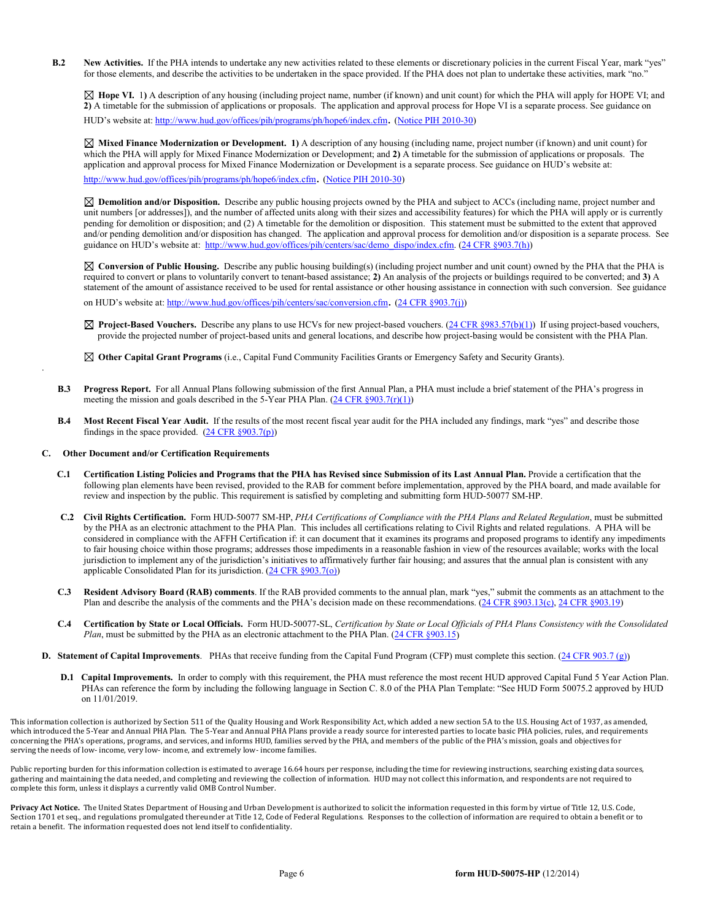**B.2 New Activities.** If the PHA intends to undertake any new activities related to these elements or discretionary policies in the current Fiscal Year, mark "yes" for those elements, and describe the activities to be undertaken in the space provided. If the PHA does not plan to undertake these activities, mark "no."

☒ **Hope VI.** 1) A description of any housing (including project name, number (if known) and unit count) for which the PHA will apply for HOPE VI; and **2)** A timetable for the submission of applications or proposals. The application and approval process for Hope VI is a separate process. See guidance on HUD's website at: http://www.hud.gov/offices/pih/programs/ph/hope6/index.cfm. (Notice PIH 2010-30)

☒ **Mixed Finance Modernization or Development. 1)** A description of any housing (including name, project number (if known) and unit count) for which the PHA will apply for Mixed Finance Modernization or Development; and **2)** A timetable for the submission of applications or proposals. The application and approval process for Mixed Finance Modernization or Development is a separate process. See guidance on HUD's website at: http://www.hud.gov/offices/pih/programs/ph/hope6/index.cfm. (Notice PIH 2010-30)

☒ **Demolition and/or Disposition.** Describe any public housing projects owned by the PHA and subject to ACCs (including name, project number and unit numbers [or addresses]), and the number of affected units along with their sizes and accessibility features) for which the PHA will apply or is currently pending for demolition or disposition; and (2) A timetable for the demolition or disposition. This statement must be submitted to the extent that approved and/or pending demolition and/or disposition has changed. The application and approval process for demolition and/or disposition is a separate process. See guidance on HUD's website at: http://www.hud.gov/offices/pih/centers/sac/demo_dispo/index.cfm. (24 CFR §903.7(h))

☒ **Conversion of Public Housing.** Describe any public housing building(s) (including project number and unit count) owned by the PHA that the PHA is required to convert or plans to voluntarily convert to tenant-based assistance; **2)** An analysis of the projects or buildings required to be converted; and **3)** A statement of the amount of assistance received to be used for rental assistance or other housing assistance in connection with such conversion. See guidance on HUD's website at: http://www.hud.gov/offices/pih/centers/sac/conversion.cfm. (24 CFR §903.7(j))

☒ **Project-Based Vouchers.** Describe any plans to use HCVs for new project-based vouchers. (24 CFR §983.57(b)(1)) If using project-based vouchers, provide the projected number of project-based units and general locations, and describe how project-basing would be consistent with the PHA Plan.

☒ **Other Capital Grant Programs** (i.e., Capital Fund Community Facilities Grants or Emergency Safety and Security Grants).

**B.3 Progress Report.** For all Annual Plans following submission of the first Annual Plan, a PHA must include a brief statement of the PHA's progress in meeting the mission and goals described in the 5-Year PHA Plan. (24 CFR §903.7(r)(1))

**B.4 Most Recent Fiscal Year Audit.** If the results of the most recent fiscal year audit for the PHA included any findings, mark "yes" and describe those findings in the space provided. (24 CFR §903.7(p))

**C. Other Document and/or Certification Requirements**

**C.1 Certification Listing Policies and Programs that the PHA has Revised since Submission of its Last Annual Plan.** Provide a certification that the following plan elements have been revised, provided to the RAB for comment before implementation, approved by the PHA board, and made available for review and inspection by the public. This requirement is satisfied by completing and submitting form HUD-50077 SM-HP.

**C.2 Civil Rights Certification.** Form HUD-50077 SM-HP, *PHA Certifications of Compliance with the PHA Plans and Related Regulation*, must be submitted by the PHA as an electronic attachment to the PHA Plan. This includes all certifications relating to Civil Rights and related regulations. A PHA will be considered in compliance with the AFFH Certification if: it can document that it examines its programs and proposed programs to identify any impediments to fair housing choice within those programs; addresses those impediments in a reasonable fashion in view of the resources available; works with the local jurisdiction to implement any of the jurisdiction's initiatives to affirmatively further fair housing; and assures that the annual plan is consistent with any applicable Consolidated Plan for its jurisdiction. (24 CFR §903.7(o))

**C.3 Resident Advisory Board (RAB) comments**. If the RAB provided comments to the annual plan, mark "yes," submit the comments as an attachment to the Plan and describe the analysis of the comments and the PHA's decision made on these recommendations. (24 CFR §903.13(c), 24 CFR §903.19)

**C.4 Certification by State or Local Officials.** Form HUD-50077-SL, *Certification by State or Local Officials of PHA Plans Consistency with the Consolidated Plan*, must be submitted by the PHA as an electronic attachment to the PHA Plan. (24 CFR §903.15)

**D. Statement of Capital Improvements**. PHAs that receive funding from the Capital Fund Program (CFP) must complete this section. (24 CFR 903.7 (g))

**D.1 Capital Improvements.** In order to comply with this requirement, the PHA must reference the most recent HUD approved Capital Fund 5 Year Action Plan. PHAs can reference the form by including the following language in Section C. 8.0 of the PHA Plan Template: "See HUD Form 50075.2 approved by HUD on 11/01/2019.

This information collection is authorized by Section 511 of the Quality Housing and Work Responsibility Act, which added a new section 5A to the U.S. Housing Act of 1937, as amended, which introduced the 5-Year and Annual PHA Plan. The 5-Year and Annual PHA Plans provide a ready source for interested parties to locate basic PHA policies, rules, and requirements concerning the PHA's operations, programs, and services, and informs HUD, families served by the PHA, and members of the public of the PHA's mission, goals and objectives for serving the needs of low- income, very low- income, and extremely low- income families.

Public reporting burden for this information collection is estimated to average 16.64 hours per response, including the time for reviewing instructions, searching existing data sources, gathering and maintaining the data needed, and completing and reviewing the collection of information. HUD may not collect this information, and respondents are not required to complete this form, unless it displays a currently valid OMB Control Number.

**Privacy Act Notice.** The United States Department of Housing and Urban Development is authorized to solicit the information requested in this form by virtue of Title 12, U.S. Code, Section 1701 et seq., and regulations promulgated thereunder at Title 12, Code of Federal Regulations. Responses to the collection of information are required to obtain a benefit or to retain a benefit. The information requested does not lend itself to confidentiality.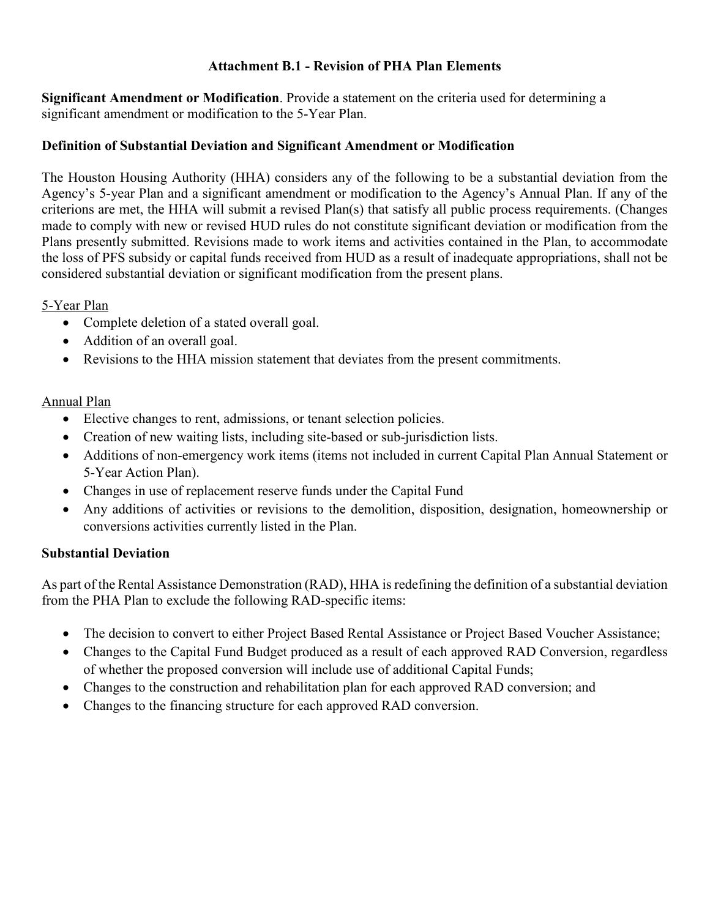**Attachment B.1 - Revision of PHA Plan Elements**

**Significant Amendment or Modification**. Provide a statement on the criteria used for determining a significant amendment or modification to the 5-Year Plan.

**Definition of Substantial Deviation and Significant Amendment or Modification**

The Houston Housing Authority (HHA) considers any of the following to be a substantial deviation from the Agency's 5-year Plan and a significant amendment or modification to the Agency's Annual Plan. If any of the criterions are met, the HHA will submit a revised Plan(s) that satisfy all public process requirements. (Changes made to comply with new or revised HUD rules do not constitute significant deviation or modification from the Plans presently submitted. Revisions made to work items and activities contained in the Plan, to accommodate the loss of PFS subsidy or capital funds received from HUD as a result of inadequate appropriations, shall not be considered substantial deviation or significant modification from the present plans.

5-Year Plan

- Complete deletion of a stated overall goal.
- Addition of an overall goal.
- Revisions to the HHA mission statement that deviates from the present commitments.

Annual Plan

- Elective changes to rent, admissions, or tenant selection policies.
- Creation of new waiting lists, including site-based or sub-jurisdiction lists.
- Additions of non-emergency work items (items not included in current Capital Plan Annual Statement or 5-Year Action Plan).
- Changes in use of replacement reserve funds under the Capital Fund
- Any additions of activities or revisions to the demolition, disposition, designation, homeownership or conversions activities currently listed in the Plan.

**Substantial Deviation**

As part of the Rental Assistance Demonstration (RAD), HHA is redefining the definition of a substantial deviation from the PHA Plan to exclude the following RAD-specific items:

- The decision to convert to either Project Based Rental Assistance or Project Based Voucher Assistance;
- Changes to the Capital Fund Budget produced as a result of each approved RAD Conversion, regardless of whether the proposed conversion will include use of additional Capital Funds;
- Changes to the construction and rehabilitation plan for each approved RAD conversion; and
- Changes to the financing structure for each approved RAD conversion.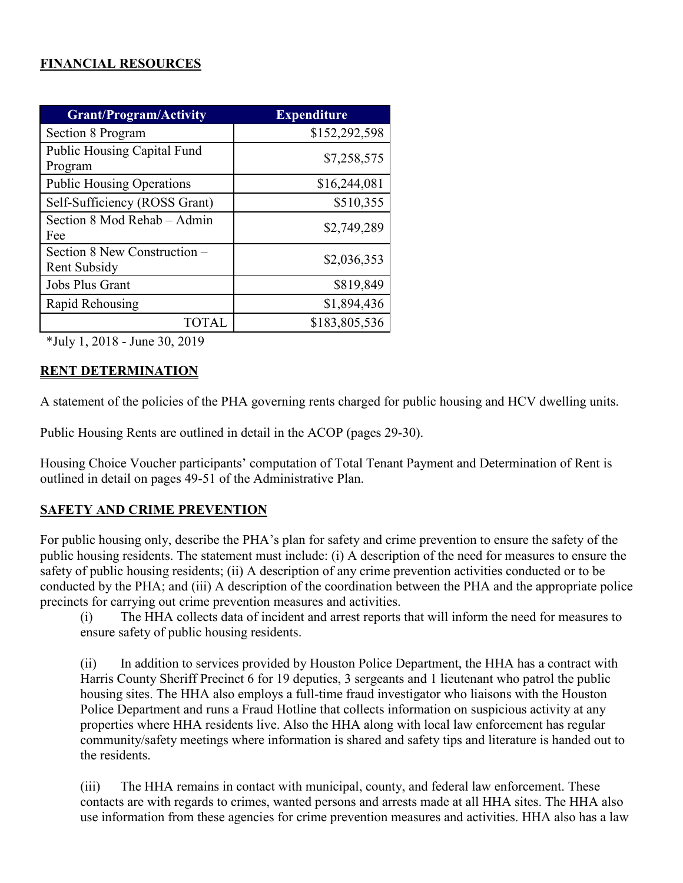**FINANCIAL RESOURCES**

| Grant/Program/Activity | Expenditure |
|---|---|
| Section 8 Program | $152,292,598 |
| Public Housing Capital Fund Program | $7,258,575 |
| Public Housing Operations | $16,244,081 |
| Self-Sufficiency (ROSS Grant) | $510,355 |
| Section 8 Mod Rehab – Admin Fee | $2,749,289 |
| Section 8 New Construction – Rent Subsidy | $2,036,353 |
| Jobs Plus Grant | $819,849 |
| Rapid Rehousing | $1,894,436 |
| TOTAL | $183,805,536 |

*July 1, 2018 - June 30, 2019

**RENT DETERMINATION**

A statement of the policies of the PHA governing rents charged for public housing and HCV dwelling units.

Public Housing Rents are outlined in detail in the ACOP (pages 29-30).

Housing Choice Voucher participants' computation of Total Tenant Payment and Determination of Rent is outlined in detail on pages 49-51 of the Administrative Plan.

**SAFETY AND CRIME PREVENTION**

For public housing only, describe the PHA's plan for safety and crime prevention to ensure the safety of the public housing residents. The statement must include: (i) A description of the need for measures to ensure the safety of public housing residents; (ii) A description of any crime prevention activities conducted or to be conducted by the PHA; and (iii) A description of the coordination between the PHA and the appropriate police precincts for carrying out crime prevention measures and activities.

(i) The HHA collects data of incident and arrest reports that will inform the need for measures to ensure safety of public housing residents.

(ii) In addition to services provided by Houston Police Department, the HHA has a contract with Harris County Sheriff Precinct 6 for 19 deputies, 3 sergeants and 1 lieutenant who patrol the public housing sites. The HHA also employs a full-time fraud investigator who liaisons with the Houston Police Department and runs a Fraud Hotline that collects information on suspicious activity at any properties where HHA residents live. Also the HHA along with local law enforcement has regular community/safety meetings where information is shared and safety tips and literature is handed out to the residents.

(iii) The HHA remains in contact with municipal, county, and federal law enforcement. These contacts are with regards to crimes, wanted persons and arrests made at all HHA sites. The HHA also use information from these agencies for crime prevention measures and activities. HHA also has a law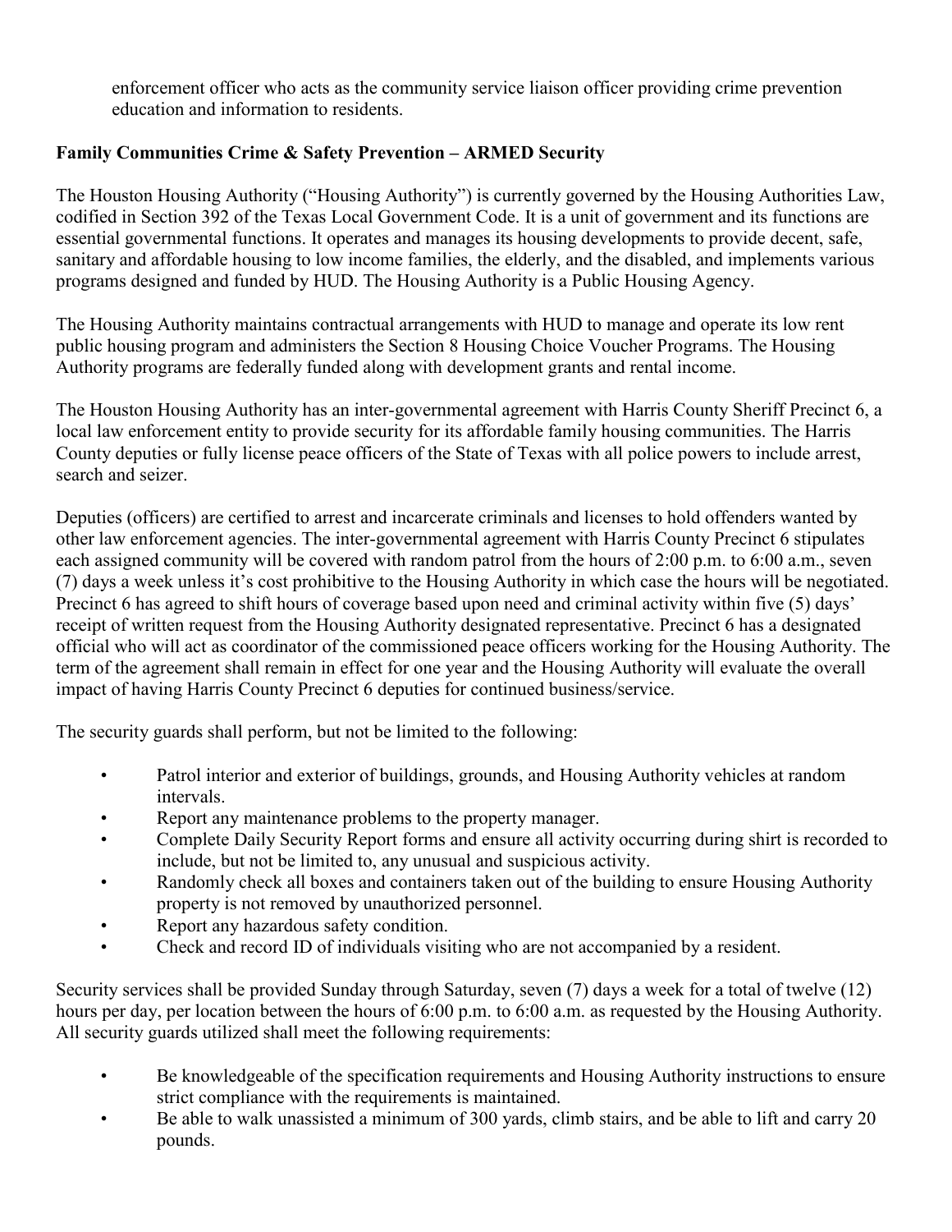enforcement officer who acts as the community service liaison officer providing crime prevention education and information to residents.

**Family Communities Crime & Safety Prevention – ARMED Security**

The Houston Housing Authority ("Housing Authority") is currently governed by the Housing Authorities Law, codified in Section 392 of the Texas Local Government Code. It is a unit of government and its functions are essential governmental functions. It operates and manages its housing developments to provide decent, safe, sanitary and affordable housing to low income families, the elderly, and the disabled, and implements various programs designed and funded by HUD. The Housing Authority is a Public Housing Agency.

The Housing Authority maintains contractual arrangements with HUD to manage and operate its low rent public housing program and administers the Section 8 Housing Choice Voucher Programs. The Housing Authority programs are federally funded along with development grants and rental income.

The Houston Housing Authority has an inter-governmental agreement with Harris County Sheriff Precinct 6, a local law enforcement entity to provide security for its affordable family housing communities. The Harris County deputies or fully license peace officers of the State of Texas with all police powers to include arrest, search and seizer.

Deputies (officers) are certified to arrest and incarcerate criminals and licenses to hold offenders wanted by other law enforcement agencies. The inter-governmental agreement with Harris County Precinct 6 stipulates each assigned community will be covered with random patrol from the hours of 2:00 p.m. to 6:00 a.m., seven (7) days a week unless it's cost prohibitive to the Housing Authority in which case the hours will be negotiated. Precinct 6 has agreed to shift hours of coverage based upon need and criminal activity within five (5) days' receipt of written request from the Housing Authority designated representative. Precinct 6 has a designated official who will act as coordinator of the commissioned peace officers working for the Housing Authority. The term of the agreement shall remain in effect for one year and the Housing Authority will evaluate the overall impact of having Harris County Precinct 6 deputies for continued business/service.

The security guards shall perform, but not be limited to the following:

- Patrol interior and exterior of buildings, grounds, and Housing Authority vehicles at random intervals.
- Report any maintenance problems to the property manager.
- Complete Daily Security Report forms and ensure all activity occurring during shirt is recorded to include, but not be limited to, any unusual and suspicious activity.
- Randomly check all boxes and containers taken out of the building to ensure Housing Authority property is not removed by unauthorized personnel.
- Report any hazardous safety condition.
- Check and record ID of individuals visiting who are not accompanied by a resident.

Security services shall be provided Sunday through Saturday, seven (7) days a week for a total of twelve (12) hours per day, per location between the hours of 6:00 p.m. to 6:00 a.m. as requested by the Housing Authority. All security guards utilized shall meet the following requirements:

- Be knowledgeable of the specification requirements and Housing Authority instructions to ensure strict compliance with the requirements is maintained.
- Be able to walk unassisted a minimum of 300 yards, climb stairs, and be able to lift and carry 20 pounds.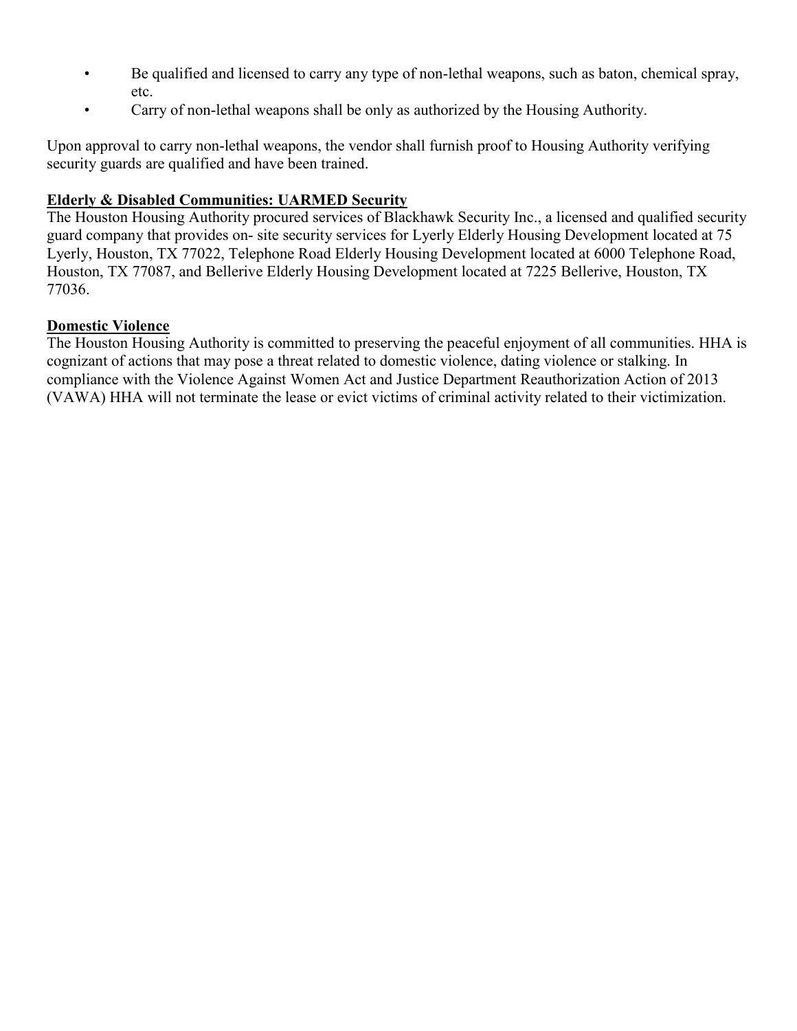- Be qualified and licensed to carry any type of non-lethal weapons, such as baton, chemical spray, etc.
- Carry of non-lethal weapons shall be only as authorized by the Housing Authority.

Upon approval to carry non-lethal weapons, the vendor shall furnish proof to Housing Authority verifying security guards are qualified and have been trained.

**Elderly & Disabled Communities: UARMED Security**

The Houston Housing Authority procured services of Blackhawk Security Inc., a licensed and qualified security guard company that provides on- site security services for Lyerly Elderly Housing Development located at 75 Lyerly, Houston, TX 77022, Telephone Road Elderly Housing Development located at 6000 Telephone Road, Houston, TX 77087, and Bellerive Elderly Housing Development located at 7225 Bellerive, Houston, TX 77036.

**Domestic Violence**

The Houston Housing Authority is committed to preserving the peaceful enjoyment of all communities. HHA is cognizant of actions that may pose a threat related to domestic violence, dating violence or stalking. In compliance with the Violence Against Women Act and Justice Department Reauthorization Action of 2013 (VAWA) HHA will not terminate the lease or evict victims of criminal activity related to their victimization.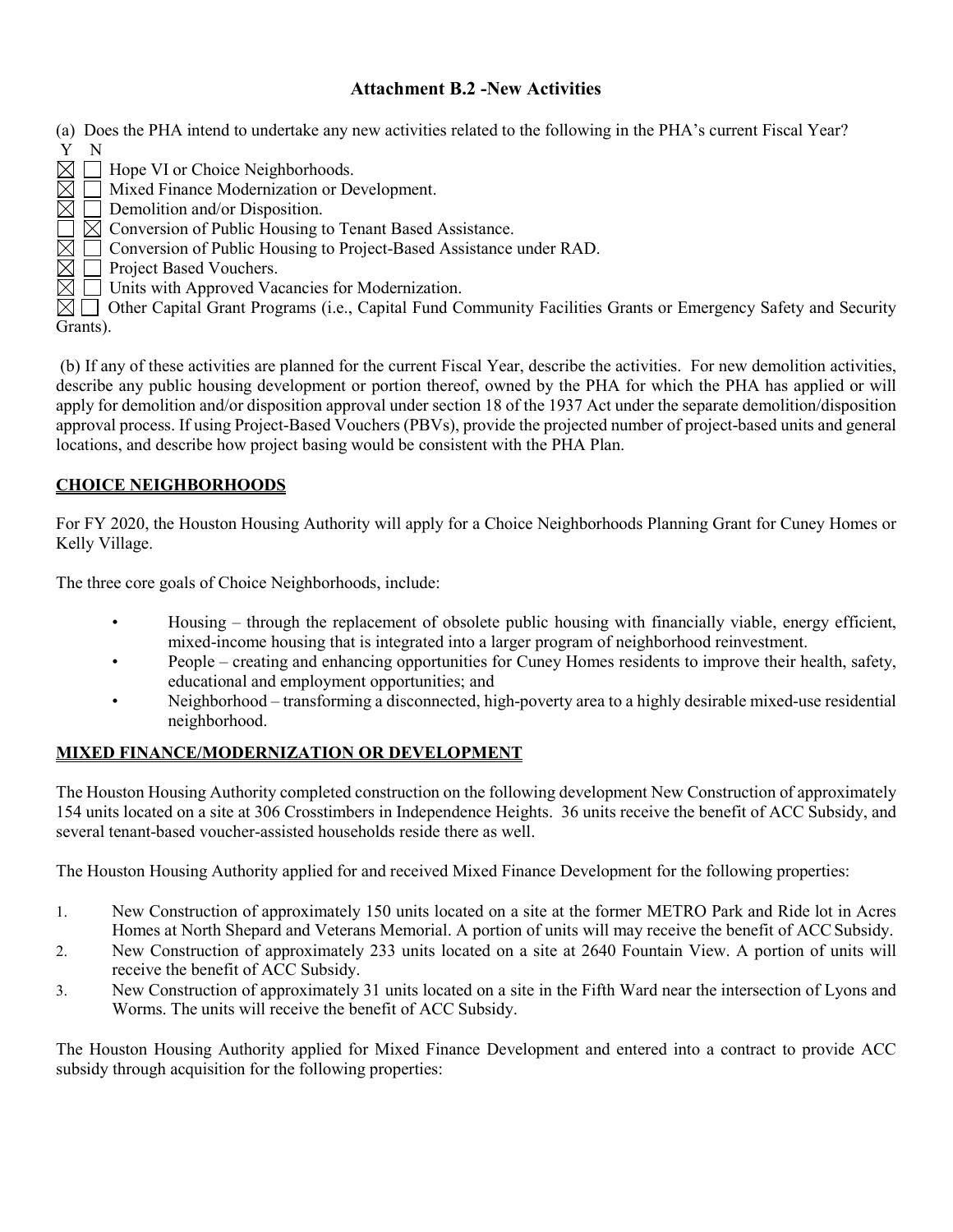## Attachment B.2 -New Activities

(a) Does the PHA intend to undertake any new activities related to the following in the PHA's current Fiscal Year?

| Y | N | |
|---|---|---|
| ☒ | ☐ | Hope VI or Choice Neighborhoods. |
| ☒ | ☐ | Mixed Finance Modernization or Development. |
| ☒ | ☐ | Demolition and/or Disposition. |
| ☐ | ☒ | Conversion of Public Housing to Tenant Based Assistance. |
| ☒ | ☐ | Conversion of Public Housing to Project-Based Assistance under RAD. |
| ☒ | ☐ | Project Based Vouchers. |
| ☒ | ☐ | Units with Approved Vacancies for Modernization. |
| ☒ | ☐ | Other Capital Grant Programs (i.e., Capital Fund Community Facilities Grants or Emergency Safety and Security Grants). |

(b) If any of these activities are planned for the current Fiscal Year, describe the activities. For new demolition activities, describe any public housing development or portion thereof, owned by the PHA for which the PHA has applied or will apply for demolition and/or disposition approval under section 18 of the 1937 Act under the separate demolition/disposition approval process. If using Project-Based Vouchers (PBVs), provide the projected number of project-based units and general locations, and describe how project basing would be consistent with the PHA Plan.

**CHOICE NEIGHBORHOODS**

For FY 2020, the Houston Housing Authority will apply for a Choice Neighborhoods Planning Grant for Cuney Homes or Kelly Village.

The three core goals of Choice Neighborhoods, include:

- Housing – through the replacement of obsolete public housing with financially viable, energy efficient, mixed-income housing that is integrated into a larger program of neighborhood reinvestment.
- People – creating and enhancing opportunities for Cuney Homes residents to improve their health, safety, educational and employment opportunities; and
- Neighborhood – transforming a disconnected, high-poverty area to a highly desirable mixed-use residential neighborhood.

**MIXED FINANCE/MODERNIZATION OR DEVELOPMENT**

The Houston Housing Authority completed construction on the following development New Construction of approximately 154 units located on a site at 306 Crosstimbers in Independence Heights. 36 units receive the benefit of ACC Subsidy, and several tenant-based voucher-assisted households reside there as well.

The Houston Housing Authority applied for and received Mixed Finance Development for the following properties:

1. New Construction of approximately 150 units located on a site at the former METRO Park and Ride lot in Acres Homes at North Shepard and Veterans Memorial. A portion of units will may receive the benefit of ACC Subsidy.
2. New Construction of approximately 233 units located on a site at 2640 Fountain View. A portion of units will receive the benefit of ACC Subsidy.
3. New Construction of approximately 31 units located on a site in the Fifth Ward near the intersection of Lyons and Worms. The units will receive the benefit of ACC Subsidy.

The Houston Housing Authority applied for Mixed Finance Development and entered into a contract to provide ACC subsidy through acquisition for the following properties: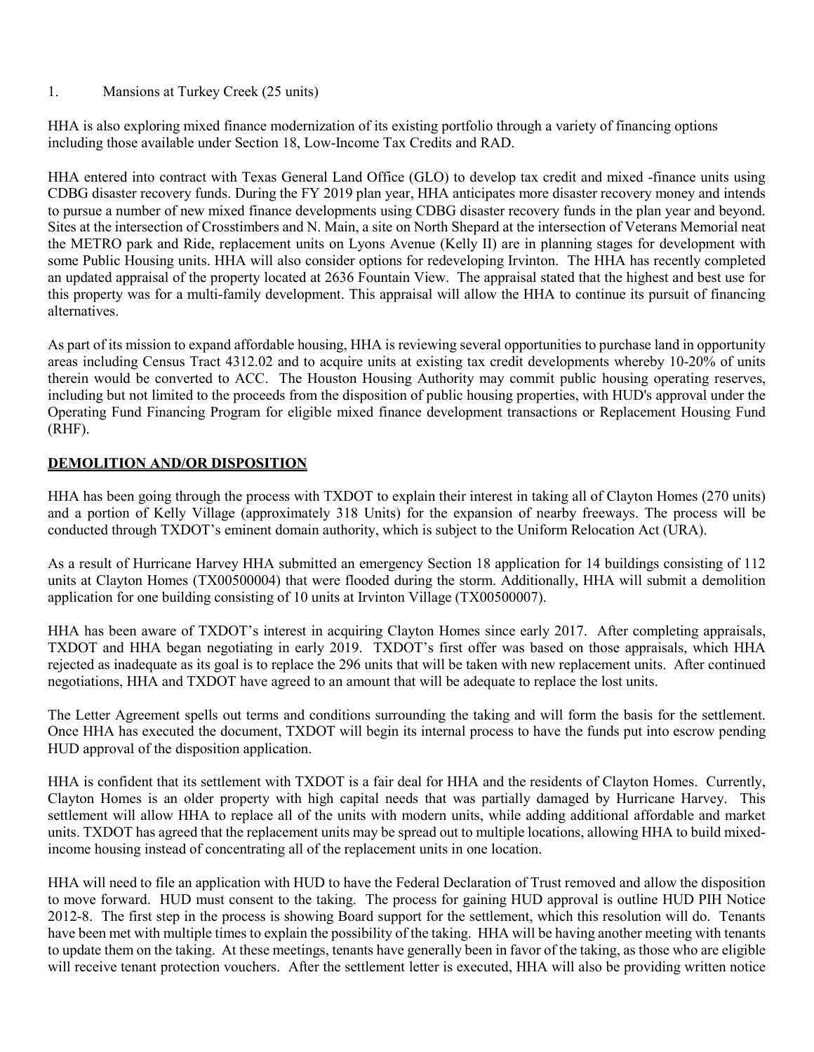1. Mansions at Turkey Creek (25 units)

HHA is also exploring mixed finance modernization of its existing portfolio through a variety of financing options including those available under Section 18, Low-Income Tax Credits and RAD.

HHA entered into contract with Texas General Land Office (GLO) to develop tax credit and mixed -finance units using CDBG disaster recovery funds. During the FY 2019 plan year, HHA anticipates more disaster recovery money and intends to pursue a number of new mixed finance developments using CDBG disaster recovery funds in the plan year and beyond. Sites at the intersection of Crosstimbers and N. Main, a site on North Shepard at the intersection of Veterans Memorial neat the METRO park and Ride, replacement units on Lyons Avenue (Kelly II) are in planning stages for development with some Public Housing units. HHA will also consider options for redeveloping Irvinton. The HHA has recently completed an updated appraisal of the property located at 2636 Fountain View. The appraisal stated that the highest and best use for this property was for a multi-family development. This appraisal will allow the HHA to continue its pursuit of financing alternatives.

As part of its mission to expand affordable housing, HHA is reviewing several opportunities to purchase land in opportunity areas including Census Tract 4312.02 and to acquire units at existing tax credit developments whereby 10-20% of units therein would be converted to ACC. The Houston Housing Authority may commit public housing operating reserves, including but not limited to the proceeds from the disposition of public housing properties, with HUD's approval under the Operating Fund Financing Program for eligible mixed finance development transactions or Replacement Housing Fund (RHF).

## DEMOLITION AND/OR DISPOSITION

HHA has been going through the process with TXDOT to explain their interest in taking all of Clayton Homes (270 units) and a portion of Kelly Village (approximately 318 Units) for the expansion of nearby freeways. The process will be conducted through TXDOT's eminent domain authority, which is subject to the Uniform Relocation Act (URA).

As a result of Hurricane Harvey HHA submitted an emergency Section 18 application for 14 buildings consisting of 112 units at Clayton Homes (TX00500004) that were flooded during the storm. Additionally, HHA will submit a demolition application for one building consisting of 10 units at Irvinton Village (TX00500007).

HHA has been aware of TXDOT's interest in acquiring Clayton Homes since early 2017. After completing appraisals, TXDOT and HHA began negotiating in early 2019. TXDOT's first offer was based on those appraisals, which HHA rejected as inadequate as its goal is to replace the 296 units that will be taken with new replacement units. After continued negotiations, HHA and TXDOT have agreed to an amount that will be adequate to replace the lost units.

The Letter Agreement spells out terms and conditions surrounding the taking and will form the basis for the settlement. Once HHA has executed the document, TXDOT will begin its internal process to have the funds put into escrow pending HUD approval of the disposition application.

HHA is confident that its settlement with TXDOT is a fair deal for HHA and the residents of Clayton Homes. Currently, Clayton Homes is an older property with high capital needs that was partially damaged by Hurricane Harvey. This settlement will allow HHA to replace all of the units with modern units, while adding additional affordable and market units. TXDOT has agreed that the replacement units may be spread out to multiple locations, allowing HHA to build mixed-income housing instead of concentrating all of the replacement units in one location.

HHA will need to file an application with HUD to have the Federal Declaration of Trust removed and allow the disposition to move forward. HUD must consent to the taking. The process for gaining HUD approval is outline HUD PIH Notice 2012-8. The first step in the process is showing Board support for the settlement, which this resolution will do. Tenants have been met with multiple times to explain the possibility of the taking. HHA will be having another meeting with tenants to update them on the taking. At these meetings, tenants have generally been in favor of the taking, as those who are eligible will receive tenant protection vouchers. After the settlement letter is executed, HHA will also be providing written notice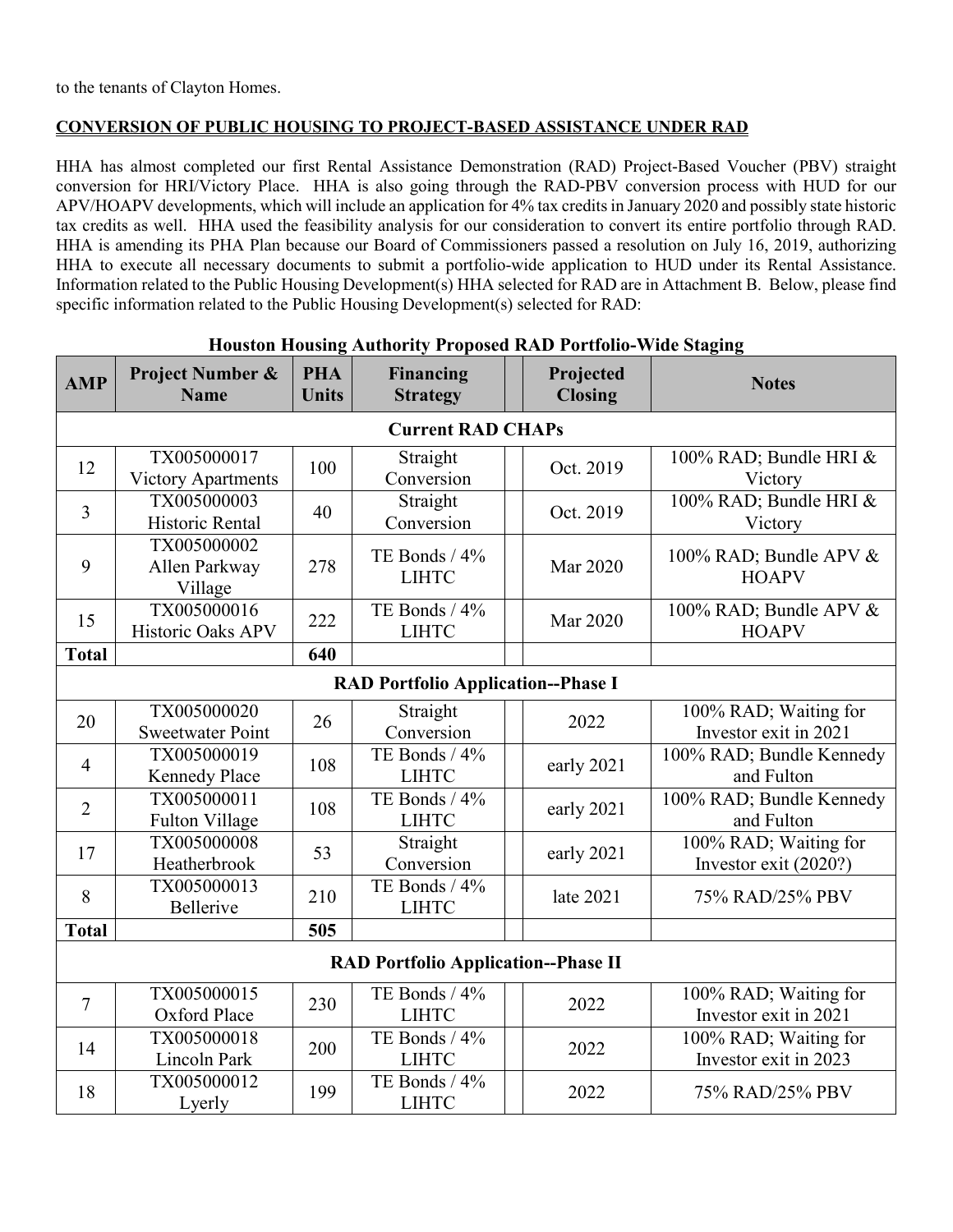to the tenants of Clayton Homes.

**CONVERSION OF PUBLIC HOUSING TO PROJECT-BASED ASSISTANCE UNDER RAD**

HHA has almost completed our first Rental Assistance Demonstration (RAD) Project-Based Voucher (PBV) straight conversion for HRI/Victory Place. HHA is also going through the RAD-PBV conversion process with HUD for our APV/HOAPV developments, which will include an application for 4% tax credits in January 2020 and possibly state historic tax credits as well. HHA used the feasibility analysis for our consideration to convert its entire portfolio through RAD. HHA is amending its PHA Plan because our Board of Commissioners passed a resolution on July 16, 2019, authorizing HHA to execute all necessary documents to submit a portfolio-wide application to HUD under its Rental Assistance. Information related to the Public Housing Development(s) HHA selected for RAD are in Attachment B. Below, please find specific information related to the Public Housing Development(s) selected for RAD:

**Houston Housing Authority Proposed RAD Portfolio-Wide Staging**

| AMP | Project Number & Name | PHA Units | Financing Strategy | | Projected Closing | Notes |
|---|---|---|---|---|---|---|
| **Current RAD CHAPs** | | | | | | |
| 12 | TX005000017 Victory Apartments | 100 | Straight Conversion | | Oct. 2019 | 100% RAD; Bundle HRI & Victory |
| 3 | TX005000003 Historic Rental | 40 | Straight Conversion | | Oct. 2019 | 100% RAD; Bundle HRI & Victory |
| 9 | TX005000002 Allen Parkway Village | 278 | TE Bonds / 4% LIHTC | | Mar 2020 | 100% RAD; Bundle APV & HOAPV |
| 15 | TX005000016 Historic Oaks APV | 222 | TE Bonds / 4% LIHTC | | Mar 2020 | 100% RAD; Bundle APV & HOAPV |
| **Total** | | **640** | | | | |
| **RAD Portfolio Application--Phase I** | | | | | | |
| 20 | TX005000020 Sweetwater Point | 26 | Straight Conversion | | 2022 | 100% RAD; Waiting for Investor exit in 2021 |
| 4 | TX005000019 Kennedy Place | 108 | TE Bonds / 4% LIHTC | | early 2021 | 100% RAD; Bundle Kennedy and Fulton |
| 2 | TX005000011 Fulton Village | 108 | TE Bonds / 4% LIHTC | | early 2021 | 100% RAD; Bundle Kennedy and Fulton |
| 17 | TX005000008 Heatherbrook | 53 | Straight Conversion | | early 2021 | 100% RAD; Waiting for Investor exit (2020?) |
| 8 | TX005000013 Bellerive | 210 | TE Bonds / 4% LIHTC | | late 2021 | 75% RAD/25% PBV |
| **Total** | | **505** | | | | |
| **RAD Portfolio Application--Phase II** | | | | | | |
| 7 | TX005000015 Oxford Place | 230 | TE Bonds / 4% LIHTC | | 2022 | 100% RAD; Waiting for Investor exit in 2021 |
| 14 | TX005000018 Lincoln Park | 200 | TE Bonds / 4% LIHTC | | 2022 | 100% RAD; Waiting for Investor exit in 2023 |
| 18 | TX005000012 Lyerly | 199 | TE Bonds / 4% LIHTC | | 2022 | 75% RAD/25% PBV |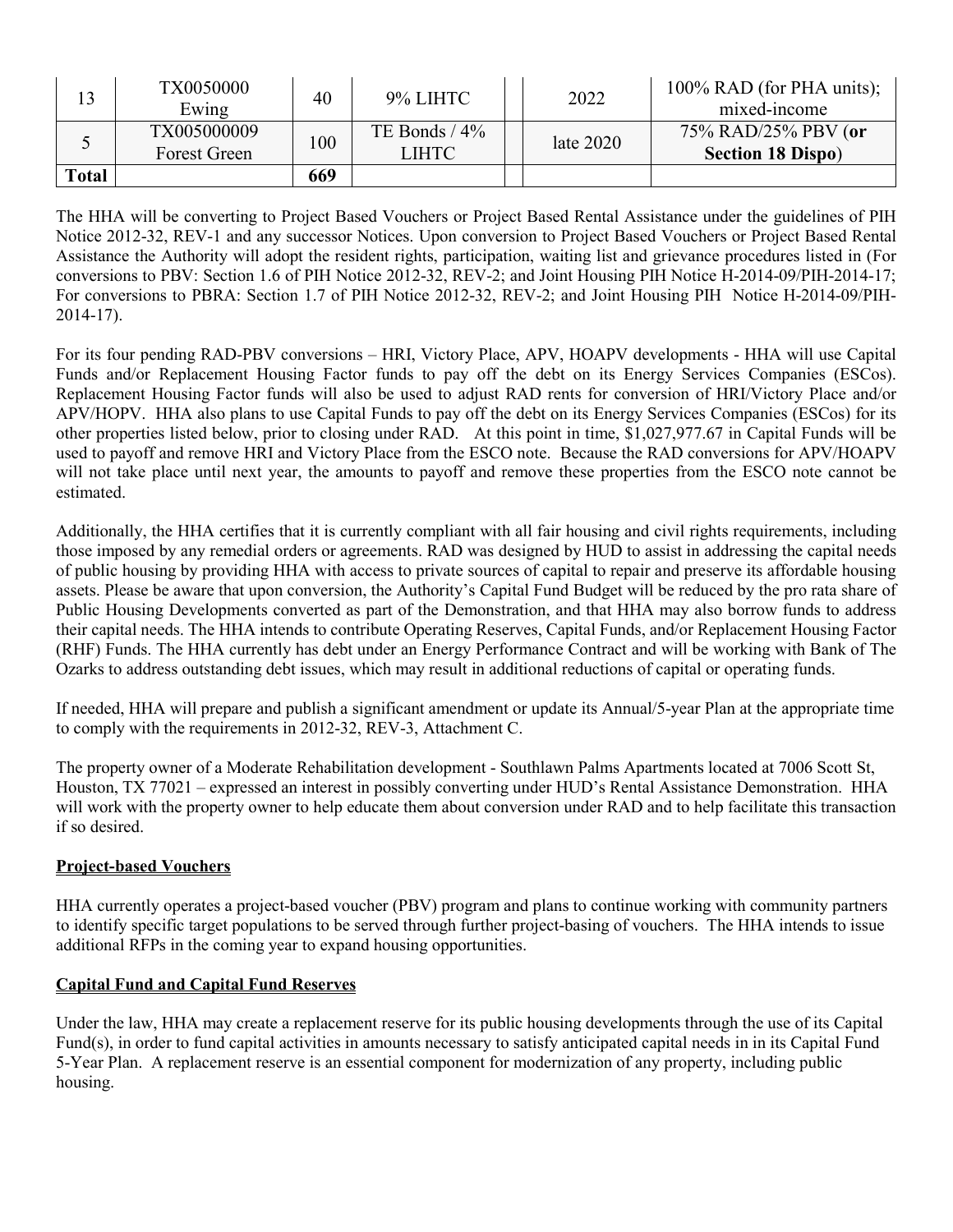| 13 | TX0050000 Ewing | 40 | 9% LIHTC | | 2022 | 100% RAD (for PHA units); mixed-income |
|---|---|---|---|---|---|---|
| 5 | TX005000009 Forest Green | 100 | TE Bonds / 4% LIHTC | | late 2020 | 75% RAD/25% PBV (**or Section 18 Dispo**) |
| **Total** | | **669** | | | | |

The HHA will be converting to Project Based Vouchers or Project Based Rental Assistance under the guidelines of PIH Notice 2012-32, REV-1 and any successor Notices. Upon conversion to Project Based Vouchers or Project Based Rental Assistance the Authority will adopt the resident rights, participation, waiting list and grievance procedures listed in (For conversions to PBV: Section 1.6 of PIH Notice 2012-32, REV-2; and Joint Housing PIH Notice H-2014-09/PIH-2014-17; For conversions to PBRA: Section 1.7 of PIH Notice 2012-32, REV-2; and Joint Housing PIH Notice H-2014-09/PIH-2014-17).

For its four pending RAD-PBV conversions – HRI, Victory Place, APV, HOAPV developments - HHA will use Capital Funds and/or Replacement Housing Factor funds to pay off the debt on its Energy Services Companies (ESCos). Replacement Housing Factor funds will also be used to adjust RAD rents for conversion of HRI/Victory Place and/or APV/HOPV. HHA also plans to use Capital Funds to pay off the debt on its Energy Services Companies (ESCos) for its other properties listed below, prior to closing under RAD. At this point in time, $1,027,977.67 in Capital Funds will be used to payoff and remove HRI and Victory Place from the ESCO note. Because the RAD conversions for APV/HOAPV will not take place until next year, the amounts to payoff and remove these properties from the ESCO note cannot be estimated.

Additionally, the HHA certifies that it is currently compliant with all fair housing and civil rights requirements, including those imposed by any remedial orders or agreements. RAD was designed by HUD to assist in addressing the capital needs of public housing by providing HHA with access to private sources of capital to repair and preserve its affordable housing assets. Please be aware that upon conversion, the Authority's Capital Fund Budget will be reduced by the pro rata share of Public Housing Developments converted as part of the Demonstration, and that HHA may also borrow funds to address their capital needs. The HHA intends to contribute Operating Reserves, Capital Funds, and/or Replacement Housing Factor (RHF) Funds. The HHA currently has debt under an Energy Performance Contract and will be working with Bank of The Ozarks to address outstanding debt issues, which may result in additional reductions of capital or operating funds.

If needed, HHA will prepare and publish a significant amendment or update its Annual/5-year Plan at the appropriate time to comply with the requirements in 2012-32, REV-3, Attachment C.

The property owner of a Moderate Rehabilitation development - Southlawn Palms Apartments located at 7006 Scott St, Houston, TX 77021 – expressed an interest in possibly converting under HUD's Rental Assistance Demonstration. HHA will work with the property owner to help educate them about conversion under RAD and to help facilitate this transaction if so desired.

**Project-based Vouchers**

HHA currently operates a project-based voucher (PBV) program and plans to continue working with community partners to identify specific target populations to be served through further project-basing of vouchers. The HHA intends to issue additional RFPs in the coming year to expand housing opportunities.

**Capital Fund and Capital Fund Reserves**

Under the law, HHA may create a replacement reserve for its public housing developments through the use of its Capital Fund(s), in order to fund capital activities in amounts necessary to satisfy anticipated capital needs in in its Capital Fund 5-Year Plan. A replacement reserve is an essential component for modernization of any property, including public housing.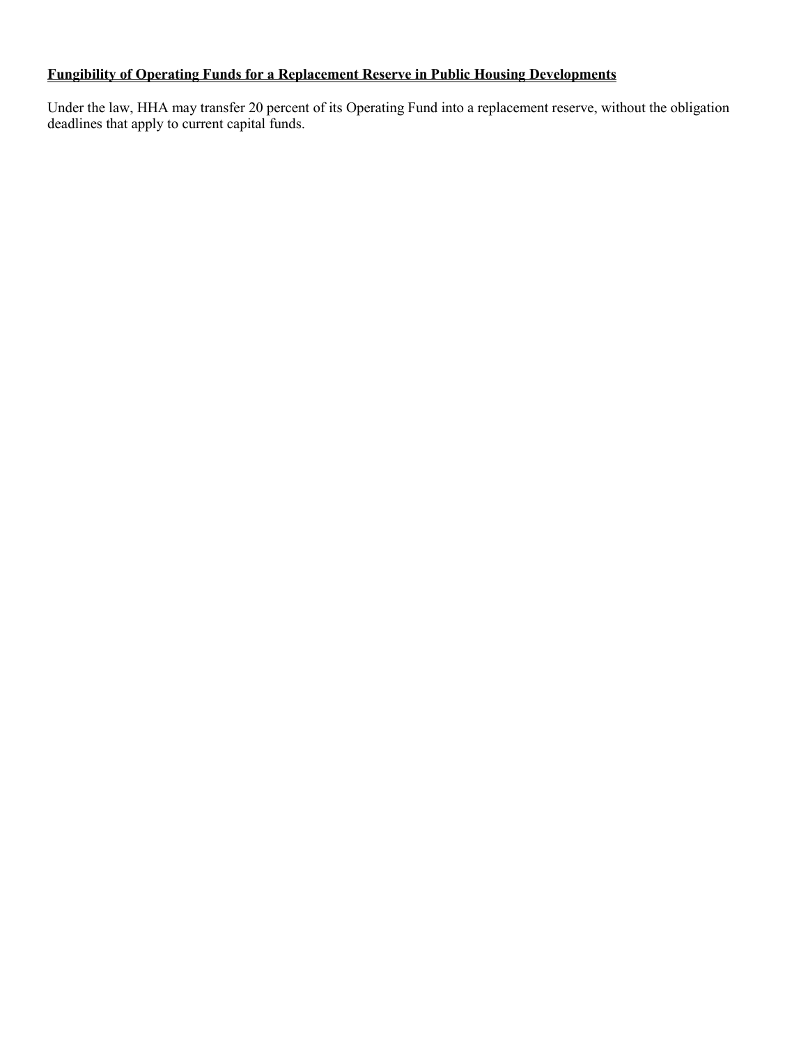**Fungibility of Operating Funds for a Replacement Reserve in Public Housing Developments**

Under the law, HHA may transfer 20 percent of its Operating Fund into a replacement reserve, without the obligation deadlines that apply to current capital funds.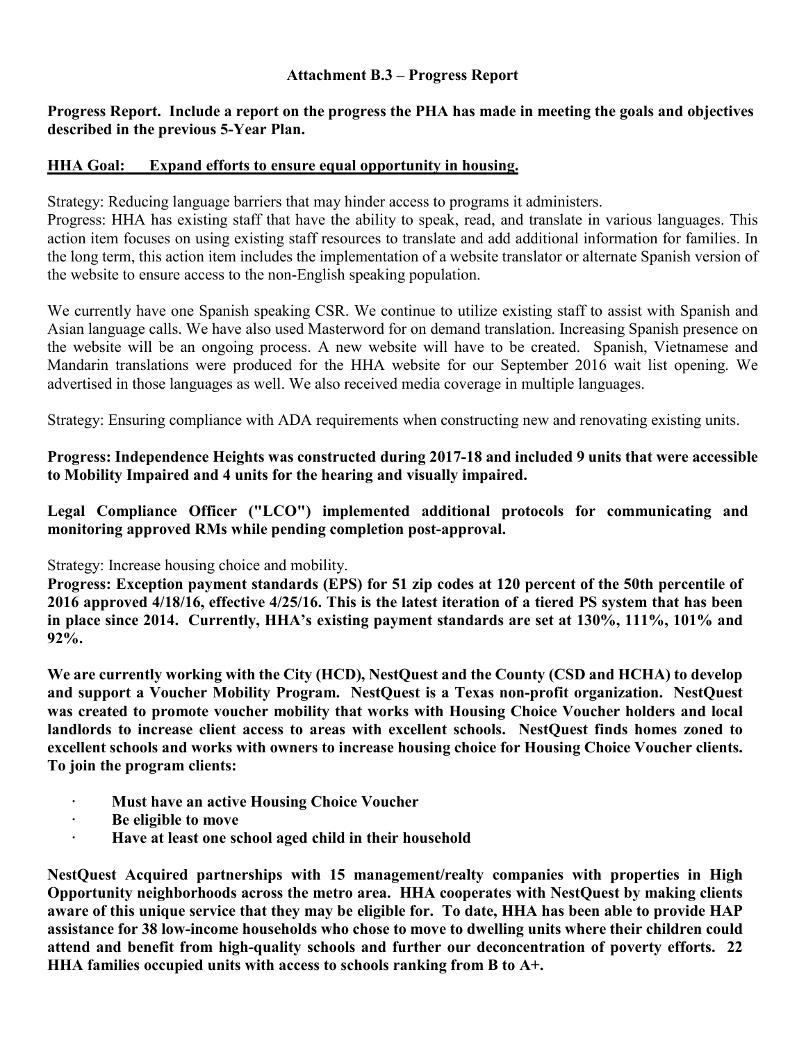**Attachment B.3 – Progress Report**

**Progress Report. Include a report on the progress the PHA has made in meeting the goals and objectives described in the previous 5-Year Plan.**

**HHA Goal: Expand efforts to ensure equal opportunity in housing.**

Strategy: Reducing language barriers that may hinder access to programs it administers.
Progress: HHA has existing staff that have the ability to speak, read, and translate in various languages. This action item focuses on using existing staff resources to translate and add additional information for families. In the long term, this action item includes the implementation of a website translator or alternate Spanish version of the website to ensure access to the non-English speaking population.

We currently have one Spanish speaking CSR. We continue to utilize existing staff to assist with Spanish and Asian language calls. We have also used Masterword for on demand translation. Increasing Spanish presence on the website will be an ongoing process. A new website will have to be created. Spanish, Vietnamese and Mandarin translations were produced for the HHA website for our September 2016 wait list opening. We advertised in those languages as well. We also received media coverage in multiple languages.

Strategy: Ensuring compliance with ADA requirements when constructing new and renovating existing units.

**Progress: Independence Heights was constructed during 2017-18 and included 9 units that were accessible to Mobility Impaired and 4 units for the hearing and visually impaired.**

**Legal Compliance Officer ("LCO") implemented additional protocols for communicating and monitoring approved RMs while pending completion post-approval.**

Strategy: Increase housing choice and mobility.
**Progress: Exception payment standards (EPS) for 51 zip codes at 120 percent of the 50th percentile of 2016 approved 4/18/16, effective 4/25/16. This is the latest iteration of a tiered PS system that has been in place since 2014. Currently, HHA's existing payment standards are set at 130%, 111%, 101% and 92%.**

**We are currently working with the City (HCD), NestQuest and the County (CSD and HCHA) to develop and support a Voucher Mobility Program. NestQuest is a Texas non-profit organization. NestQuest was created to promote voucher mobility that works with Housing Choice Voucher holders and local landlords to increase client access to areas with excellent schools. NestQuest finds homes zoned to excellent schools and works with owners to increase housing choice for Housing Choice Voucher clients. To join the program clients:**

- **Must have an active Housing Choice Voucher**
- **Be eligible to move**
- **Have at least one school aged child in their household**

**NestQuest Acquired partnerships with 15 management/realty companies with properties in High Opportunity neighborhoods across the metro area. HHA cooperates with NestQuest by making clients aware of this unique service that they may be eligible for. To date, HHA has been able to provide HAP assistance for 38 low-income households who chose to move to dwelling units where their children could attend and benefit from high-quality schools and further our deconcentration of poverty efforts. 22 HHA families occupied units with access to schools ranking from B to A+.**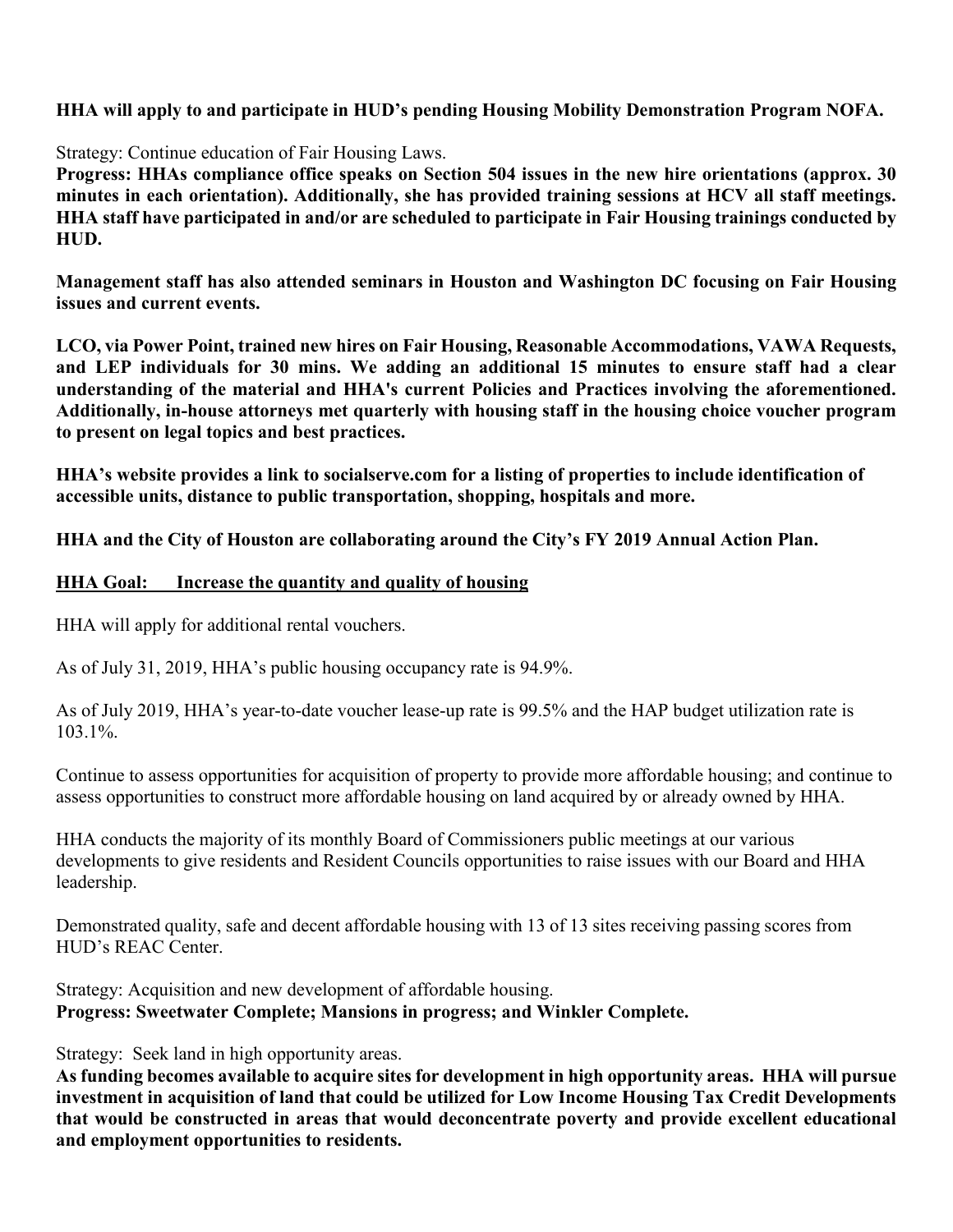**HHA will apply to and participate in HUD's pending Housing Mobility Demonstration Program NOFA.**

Strategy: Continue education of Fair Housing Laws.
**Progress: HHAs compliance office speaks on Section 504 issues in the new hire orientations (approx. 30 minutes in each orientation). Additionally, she has provided training sessions at HCV all staff meetings. HHA staff have participated in and/or are scheduled to participate in Fair Housing trainings conducted by HUD.**

**Management staff has also attended seminars in Houston and Washington DC focusing on Fair Housing issues and current events.**

**LCO, via Power Point, trained new hires on Fair Housing, Reasonable Accommodations, VAWA Requests, and LEP individuals for 30 mins. We adding an additional 15 minutes to ensure staff had a clear understanding of the material and HHA's current Policies and Practices involving the aforementioned. Additionally, in-house attorneys met quarterly with housing staff in the housing choice voucher program to present on legal topics and best practices.**

**HHA's website provides a link to socialserve.com for a listing of properties to include identification of accessible units, distance to public transportation, shopping, hospitals and more.**

**HHA and the City of Houston are collaborating around the City's FY 2019 Annual Action Plan.**

**HHA Goal: Increase the quantity and quality of housing**

HHA will apply for additional rental vouchers.

As of July 31, 2019, HHA's public housing occupancy rate is 94.9%.

As of July 2019, HHA's year-to-date voucher lease-up rate is 99.5% and the HAP budget utilization rate is 103.1%.

Continue to assess opportunities for acquisition of property to provide more affordable housing; and continue to assess opportunities to construct more affordable housing on land acquired by or already owned by HHA.

HHA conducts the majority of its monthly Board of Commissioners public meetings at our various developments to give residents and Resident Councils opportunities to raise issues with our Board and HHA leadership.

Demonstrated quality, safe and decent affordable housing with 13 of 13 sites receiving passing scores from HUD's REAC Center.

Strategy: Acquisition and new development of affordable housing.
**Progress: Sweetwater Complete; Mansions in progress; and Winkler Complete.**

Strategy: Seek land in high opportunity areas.
**As funding becomes available to acquire sites for development in high opportunity areas. HHA will pursue investment in acquisition of land that could be utilized for Low Income Housing Tax Credit Developments that would be constructed in areas that would deconcentrate poverty and provide excellent educational and employment opportunities to residents.**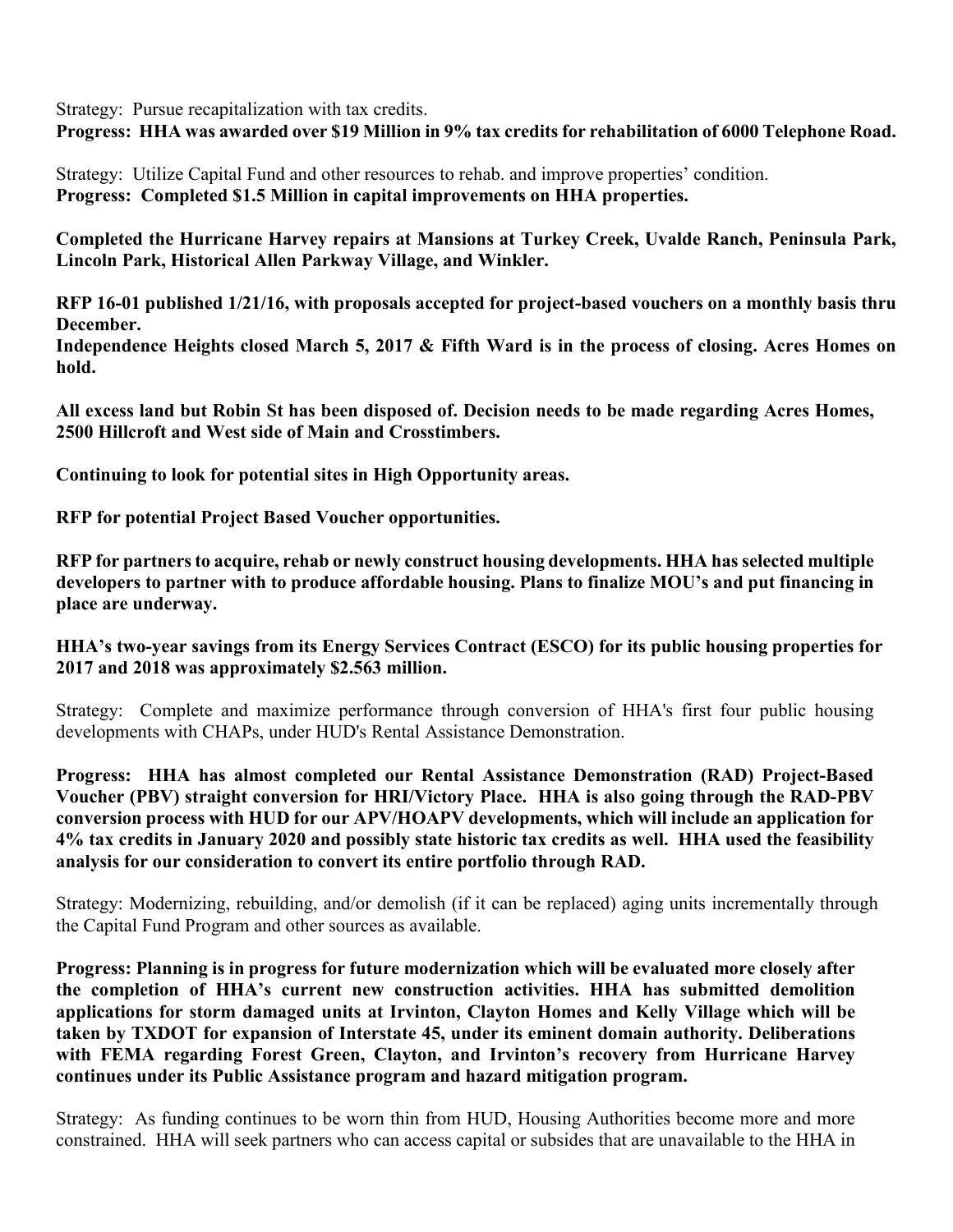Strategy: Pursue recapitalization with tax credits.
**Progress: HHA was awarded over $19 Million in 9% tax credits for rehabilitation of 6000 Telephone Road.**

Strategy: Utilize Capital Fund and other resources to rehab. and improve properties' condition.
**Progress: Completed $1.5 Million in capital improvements on HHA properties.**

**Completed the Hurricane Harvey repairs at Mansions at Turkey Creek, Uvalde Ranch, Peninsula Park, Lincoln Park, Historical Allen Parkway Village, and Winkler.**

**RFP 16-01 published 1/21/16, with proposals accepted for project-based vouchers on a monthly basis thru December.**
**Independence Heights closed March 5, 2017 & Fifth Ward is in the process of closing. Acres Homes on hold.**

**All excess land but Robin St has been disposed of. Decision needs to be made regarding Acres Homes, 2500 Hillcroft and West side of Main and Crosstimbers.**

**Continuing to look for potential sites in High Opportunity areas.**

**RFP for potential Project Based Voucher opportunities.**

**RFP for partners to acquire, rehab or newly construct housing developments. HHA has selected multiple developers to partner with to produce affordable housing. Plans to finalize MOU's and put financing in place are underway.**

**HHA's two-year savings from its Energy Services Contract (ESCO) for its public housing properties for 2017 and 2018 was approximately $2.563 million.**

Strategy: Complete and maximize performance through conversion of HHA's first four public housing developments with CHAPs, under HUD's Rental Assistance Demonstration.

**Progress: HHA has almost completed our Rental Assistance Demonstration (RAD) Project-Based Voucher (PBV) straight conversion for HRI/Victory Place. HHA is also going through the RAD-PBV conversion process with HUD for our APV/HOAPV developments, which will include an application for 4% tax credits in January 2020 and possibly state historic tax credits as well. HHA used the feasibility analysis for our consideration to convert its entire portfolio through RAD.**

Strategy: Modernizing, rebuilding, and/or demolish (if it can be replaced) aging units incrementally through the Capital Fund Program and other sources as available.

**Progress: Planning is in progress for future modernization which will be evaluated more closely after the completion of HHA's current new construction activities. HHA has submitted demolition applications for storm damaged units at Irvinton, Clayton Homes and Kelly Village which will be taken by TXDOT for expansion of Interstate 45, under its eminent domain authority. Deliberations with FEMA regarding Forest Green, Clayton, and Irvinton's recovery from Hurricane Harvey continues under its Public Assistance program and hazard mitigation program.**

Strategy: As funding continues to be worn thin from HUD, Housing Authorities become more and more constrained. HHA will seek partners who can access capital or subsides that are unavailable to the HHA in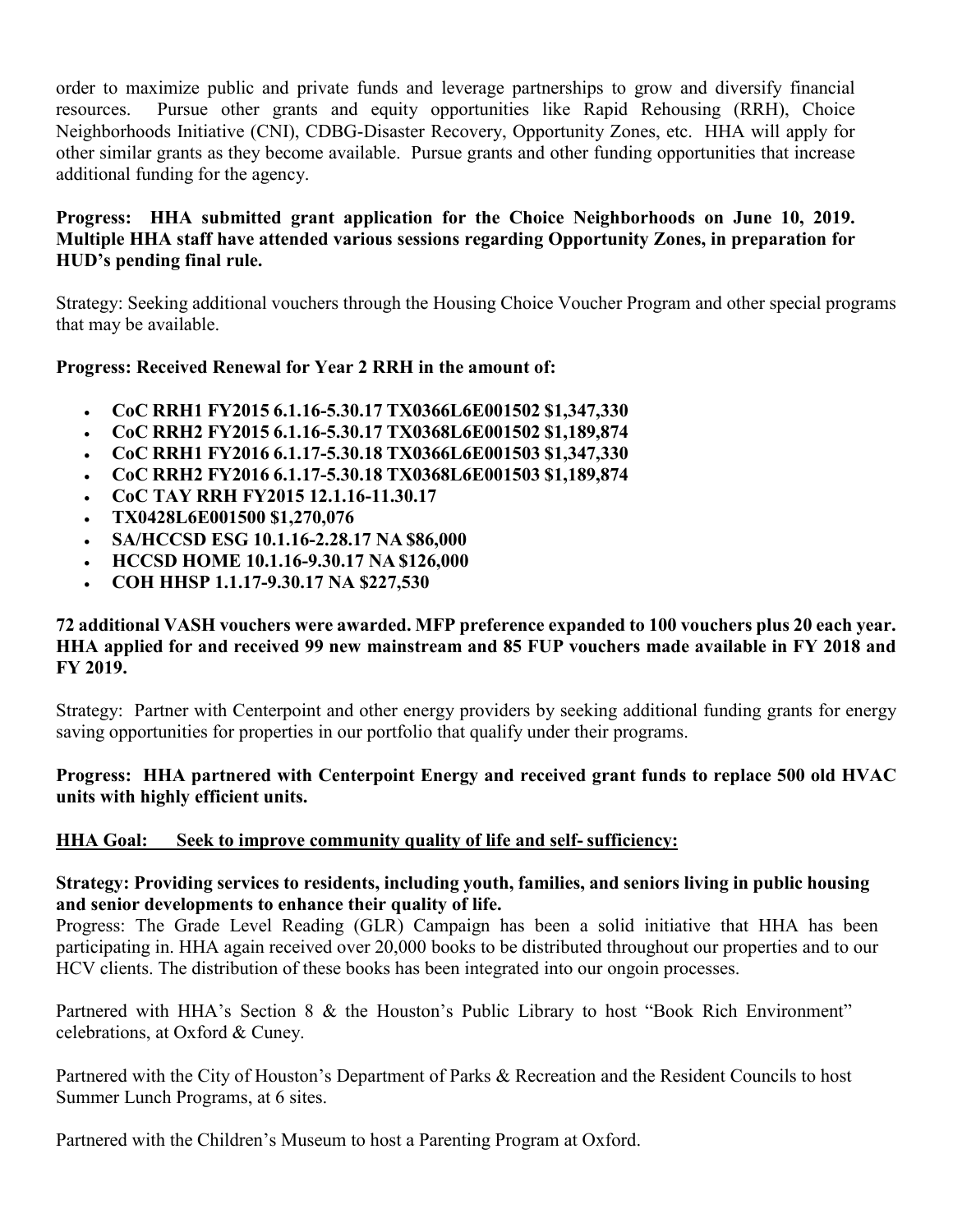order to maximize public and private funds and leverage partnerships to grow and diversify financial resources. Pursue other grants and equity opportunities like Rapid Rehousing (RRH), Choice Neighborhoods Initiative (CNI), CDBG-Disaster Recovery, Opportunity Zones, etc. HHA will apply for other similar grants as they become available. Pursue grants and other funding opportunities that increase additional funding for the agency.

**Progress: HHA submitted grant application for the Choice Neighborhoods on June 10, 2019. Multiple HHA staff have attended various sessions regarding Opportunity Zones, in preparation for HUD's pending final rule.**

Strategy: Seeking additional vouchers through the Housing Choice Voucher Program and other special programs that may be available.

**Progress: Received Renewal for Year 2 RRH in the amount of:**

- **CoC RRH1 FY2015 6.1.16-5.30.17 TX0366L6E001502 $1,347,330**
- **CoC RRH2 FY2015 6.1.16-5.30.17 TX0368L6E001502 $1,189,874**
- **CoC RRH1 FY2016 6.1.17-5.30.18 TX0366L6E001503 $1,347,330**
- **CoC RRH2 FY2016 6.1.17-5.30.18 TX0368L6E001503 $1,189,874**
- **CoC TAY RRH FY2015 12.1.16-11.30.17**
- **TX0428L6E001500 $1,270,076**
- **SA/HCCSD ESG 10.1.16-2.28.17 NA $86,000**
- **HCCSD HOME 10.1.16-9.30.17 NA $126,000**
- **COH HHSP 1.1.17-9.30.17 NA $227,530**

**72 additional VASH vouchers were awarded. MFP preference expanded to 100 vouchers plus 20 each year. HHA applied for and received 99 new mainstream and 85 FUP vouchers made available in FY 2018 and FY 2019.**

Strategy: Partner with Centerpoint and other energy providers by seeking additional funding grants for energy saving opportunities for properties in our portfolio that qualify under their programs.

**Progress: HHA partnered with Centerpoint Energy and received grant funds to replace 500 old HVAC units with highly efficient units.**

**<u>HHA Goal: Seek to improve community quality of life and self- sufficiency:</u>**

**Strategy: Providing services to residents, including youth, families, and seniors living in public housing and senior developments to enhance their quality of life.**

Progress: The Grade Level Reading (GLR) Campaign has been a solid initiative that HHA has been participating in. HHA again received over 20,000 books to be distributed throughout our properties and to our HCV clients. The distribution of these books has been integrated into our ongoin processes.

Partnered with HHA's Section 8 & the Houston's Public Library to host "Book Rich Environment" celebrations, at Oxford & Cuney.

Partnered with the City of Houston's Department of Parks & Recreation and the Resident Councils to host Summer Lunch Programs, at 6 sites.

Partnered with the Children's Museum to host a Parenting Program at Oxford.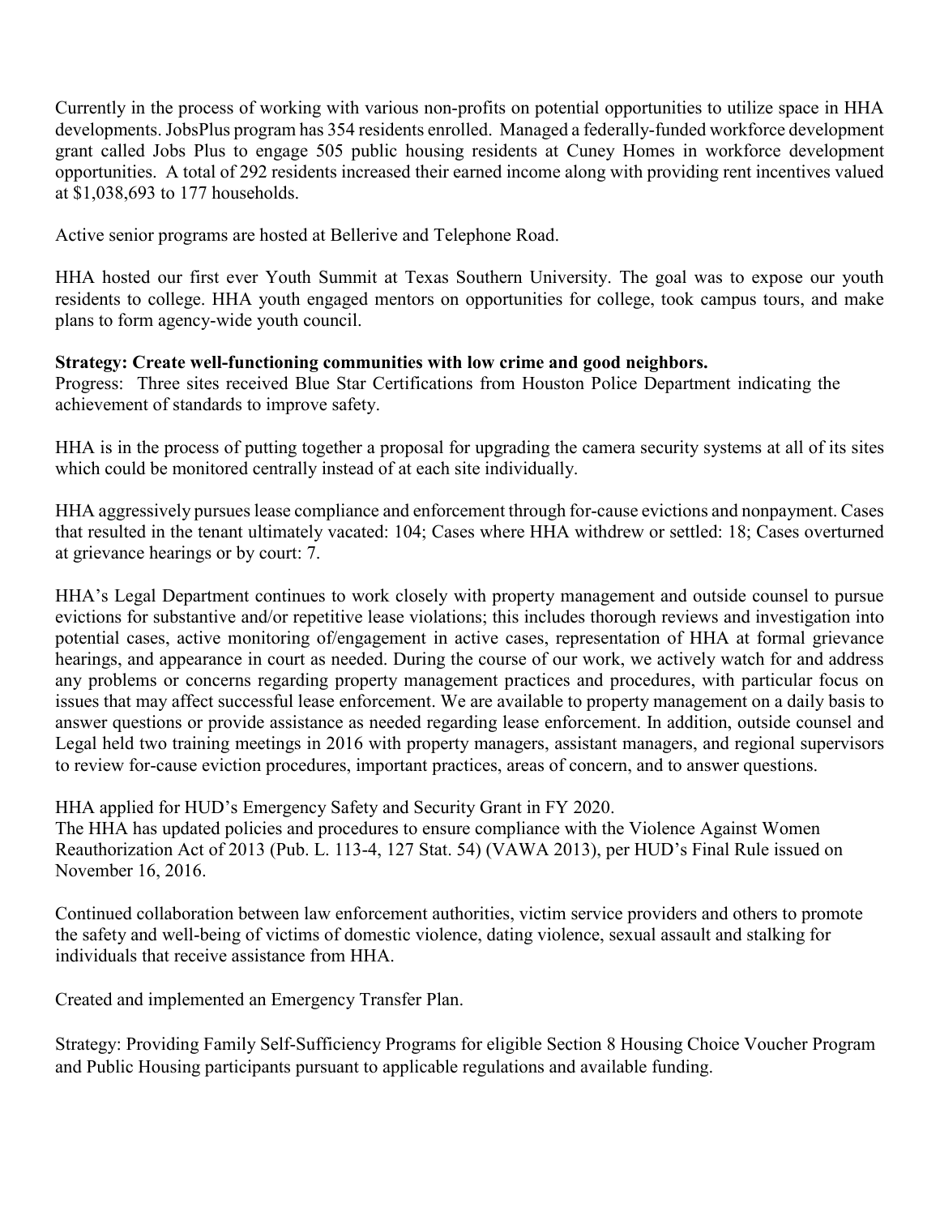Currently in the process of working with various non-profits on potential opportunities to utilize space in HHA developments. JobsPlus program has 354 residents enrolled. Managed a federally-funded workforce development grant called Jobs Plus to engage 505 public housing residents at Cuney Homes in workforce development opportunities. A total of 292 residents increased their earned income along with providing rent incentives valued at $1,038,693 to 177 households.

Active senior programs are hosted at Bellerive and Telephone Road.

HHA hosted our first ever Youth Summit at Texas Southern University. The goal was to expose our youth residents to college. HHA youth engaged mentors on opportunities for college, took campus tours, and make plans to form agency-wide youth council.

**Strategy: Create well-functioning communities with low crime and good neighbors.**
Progress: Three sites received Blue Star Certifications from Houston Police Department indicating the achievement of standards to improve safety.

HHA is in the process of putting together a proposal for upgrading the camera security systems at all of its sites which could be monitored centrally instead of at each site individually.

HHA aggressively pursues lease compliance and enforcement through for-cause evictions and nonpayment. Cases that resulted in the tenant ultimately vacated: 104; Cases where HHA withdrew or settled: 18; Cases overturned at grievance hearings or by court: 7.

HHA's Legal Department continues to work closely with property management and outside counsel to pursue evictions for substantive and/or repetitive lease violations; this includes thorough reviews and investigation into potential cases, active monitoring of/engagement in active cases, representation of HHA at formal grievance hearings, and appearance in court as needed. During the course of our work, we actively watch for and address any problems or concerns regarding property management practices and procedures, with particular focus on issues that may affect successful lease enforcement. We are available to property management on a daily basis to answer questions or provide assistance as needed regarding lease enforcement. In addition, outside counsel and Legal held two training meetings in 2016 with property managers, assistant managers, and regional supervisors to review for-cause eviction procedures, important practices, areas of concern, and to answer questions.

HHA applied for HUD's Emergency Safety and Security Grant in FY 2020.
The HHA has updated policies and procedures to ensure compliance with the Violence Against Women Reauthorization Act of 2013 (Pub. L. 113-4, 127 Stat. 54) (VAWA 2013), per HUD's Final Rule issued on November 16, 2016.

Continued collaboration between law enforcement authorities, victim service providers and others to promote the safety and well-being of victims of domestic violence, dating violence, sexual assault and stalking for individuals that receive assistance from HHA.

Created and implemented an Emergency Transfer Plan.

Strategy: Providing Family Self-Sufficiency Programs for eligible Section 8 Housing Choice Voucher Program and Public Housing participants pursuant to applicable regulations and available funding.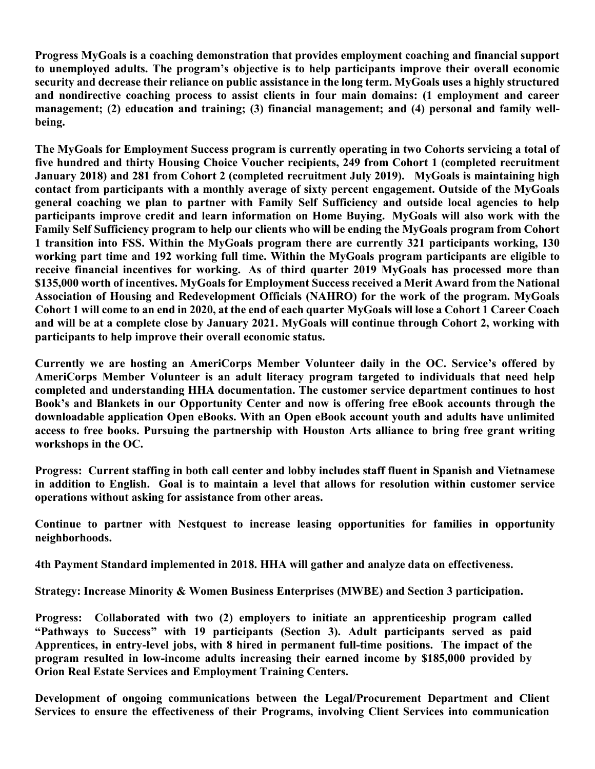**Progress MyGoals is a coaching demonstration that provides employment coaching and financial support to unemployed adults. The program's objective is to help participants improve their overall economic security and decrease their reliance on public assistance in the long term. MyGoals uses a highly structured and nondirective coaching process to assist clients in four main domains: (1 employment and career management; (2) education and training; (3) financial management; and (4) personal and family well-being.**

**The MyGoals for Employment Success program is currently operating in two Cohorts servicing a total of five hundred and thirty Housing Choice Voucher recipients, 249 from Cohort 1 (completed recruitment January 2018) and 281 from Cohort 2 (completed recruitment July 2019). MyGoals is maintaining high contact from participants with a monthly average of sixty percent engagement. Outside of the MyGoals general coaching we plan to partner with Family Self Sufficiency and outside local agencies to help participants improve credit and learn information on Home Buying. MyGoals will also work with the Family Self Sufficiency program to help our clients who will be ending the MyGoals program from Cohort 1 transition into FSS. Within the MyGoals program there are currently 321 participants working, 130 working part time and 192 working full time. Within the MyGoals program participants are eligible to receive financial incentives for working. As of third quarter 2019 MyGoals has processed more than $135,000 worth of incentives. MyGoals for Employment Success received a Merit Award from the National Association of Housing and Redevelopment Officials (NAHRO) for the work of the program. MyGoals Cohort 1 will come to an end in 2020, at the end of each quarter MyGoals will lose a Cohort 1 Career Coach and will be at a complete close by January 2021. MyGoals will continue through Cohort 2, working with participants to help improve their overall economic status.**

**Currently we are hosting an AmeriCorps Member Volunteer daily in the OC. Service's offered by AmeriCorps Member Volunteer is an adult literacy program targeted to individuals that need help completed and understanding HHA documentation. The customer service department continues to host Book's and Blankets in our Opportunity Center and now is offering free eBook accounts through the downloadable application Open eBooks. With an Open eBook account youth and adults have unlimited access to free books. Pursuing the partnership with Houston Arts alliance to bring free grant writing workshops in the OC.**

**Progress: Current staffing in both call center and lobby includes staff fluent in Spanish and Vietnamese in addition to English. Goal is to maintain a level that allows for resolution within customer service operations without asking for assistance from other areas.**

**Continue to partner with Nestquest to increase leasing opportunities for families in opportunity neighborhoods.**

**4th Payment Standard implemented in 2018. HHA will gather and analyze data on effectiveness.**

**Strategy: Increase Minority & Women Business Enterprises (MWBE) and Section 3 participation.**

**Progress: Collaborated with two (2) employers to initiate an apprenticeship program called "Pathways to Success" with 19 participants (Section 3). Adult participants served as paid Apprentices, in entry-level jobs, with 8 hired in permanent full-time positions. The impact of the program resulted in low-income adults increasing their earned income by $185,000 provided by Orion Real Estate Services and Employment Training Centers.**

**Development of ongoing communications between the Legal/Procurement Department and Client Services to ensure the effectiveness of their Programs, involving Client Services into communication**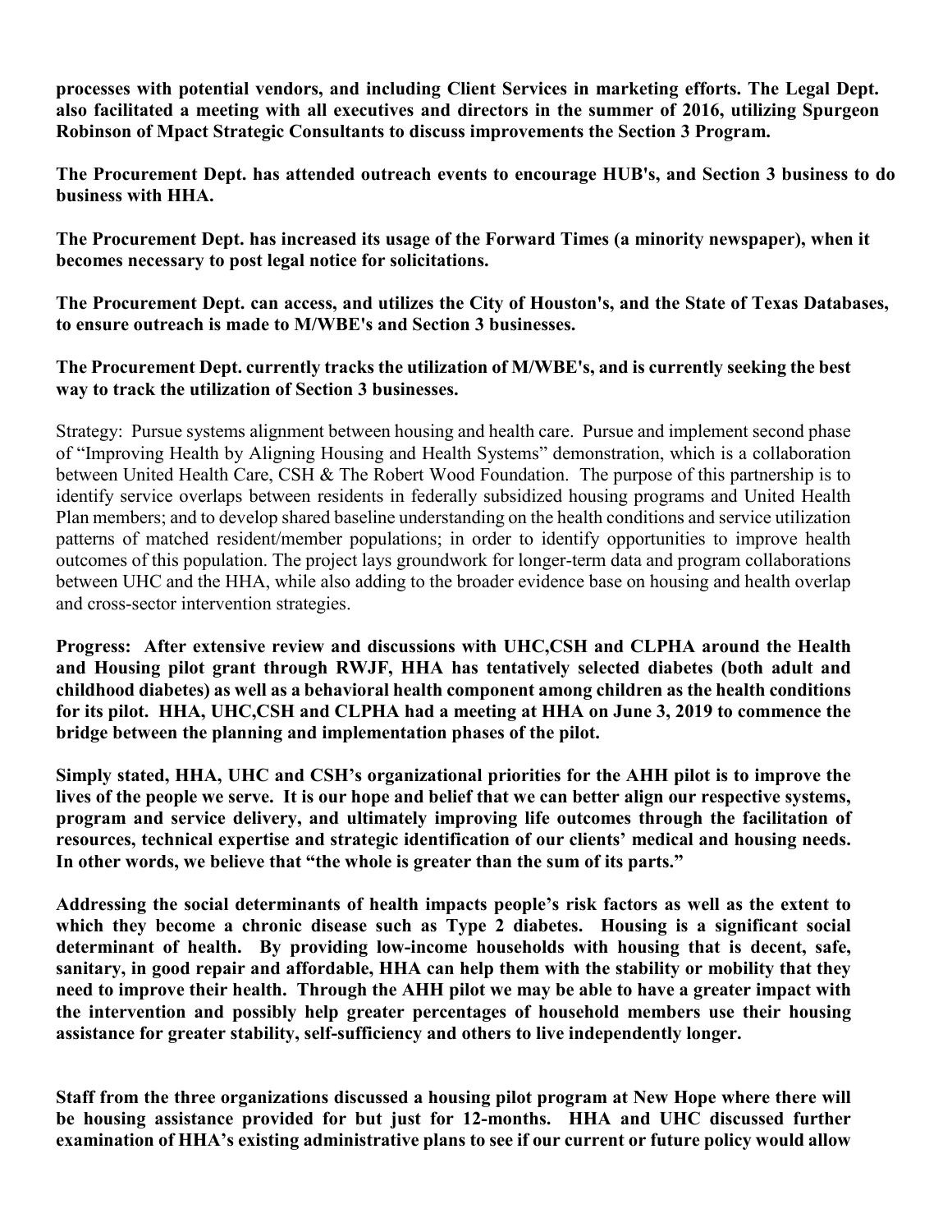**processes with potential vendors, and including Client Services in marketing efforts. The Legal Dept. also facilitated a meeting with all executives and directors in the summer of 2016, utilizing Spurgeon Robinson of Mpact Strategic Consultants to discuss improvements the Section 3 Program.**

**The Procurement Dept. has attended outreach events to encourage HUB's, and Section 3 business to do business with HHA.**

**The Procurement Dept. has increased its usage of the Forward Times (a minority newspaper), when it becomes necessary to post legal notice for solicitations.**

**The Procurement Dept. can access, and utilizes the City of Houston's, and the State of Texas Databases, to ensure outreach is made to M/WBE's and Section 3 businesses.**

**The Procurement Dept. currently tracks the utilization of M/WBE's, and is currently seeking the best way to track the utilization of Section 3 businesses.**

Strategy: Pursue systems alignment between housing and health care. Pursue and implement second phase of "Improving Health by Aligning Housing and Health Systems" demonstration, which is a collaboration between United Health Care, CSH & The Robert Wood Foundation. The purpose of this partnership is to identify service overlaps between residents in federally subsidized housing programs and United Health Plan members; and to develop shared baseline understanding on the health conditions and service utilization patterns of matched resident/member populations; in order to identify opportunities to improve health outcomes of this population. The project lays groundwork for longer-term data and program collaborations between UHC and the HHA, while also adding to the broader evidence base on housing and health overlap and cross-sector intervention strategies.

**Progress: After extensive review and discussions with UHC,CSH and CLPHA around the Health and Housing pilot grant through RWJF, HHA has tentatively selected diabetes (both adult and childhood diabetes) as well as a behavioral health component among children as the health conditions for its pilot. HHA, UHC,CSH and CLPHA had a meeting at HHA on June 3, 2019 to commence the bridge between the planning and implementation phases of the pilot.**

**Simply stated, HHA, UHC and CSH's organizational priorities for the AHH pilot is to improve the lives of the people we serve. It is our hope and belief that we can better align our respective systems, program and service delivery, and ultimately improving life outcomes through the facilitation of resources, technical expertise and strategic identification of our clients' medical and housing needs. In other words, we believe that "the whole is greater than the sum of its parts."**

**Addressing the social determinants of health impacts people's risk factors as well as the extent to which they become a chronic disease such as Type 2 diabetes. Housing is a significant social determinant of health. By providing low-income households with housing that is decent, safe, sanitary, in good repair and affordable, HHA can help them with the stability or mobility that they need to improve their health. Through the AHH pilot we may be able to have a greater impact with the intervention and possibly help greater percentages of household members use their housing assistance for greater stability, self-sufficiency and others to live independently longer.**

**Staff from the three organizations discussed a housing pilot program at New Hope where there will be housing assistance provided for but just for 12-months. HHA and UHC discussed further examination of HHA's existing administrative plans to see if our current or future policy would allow**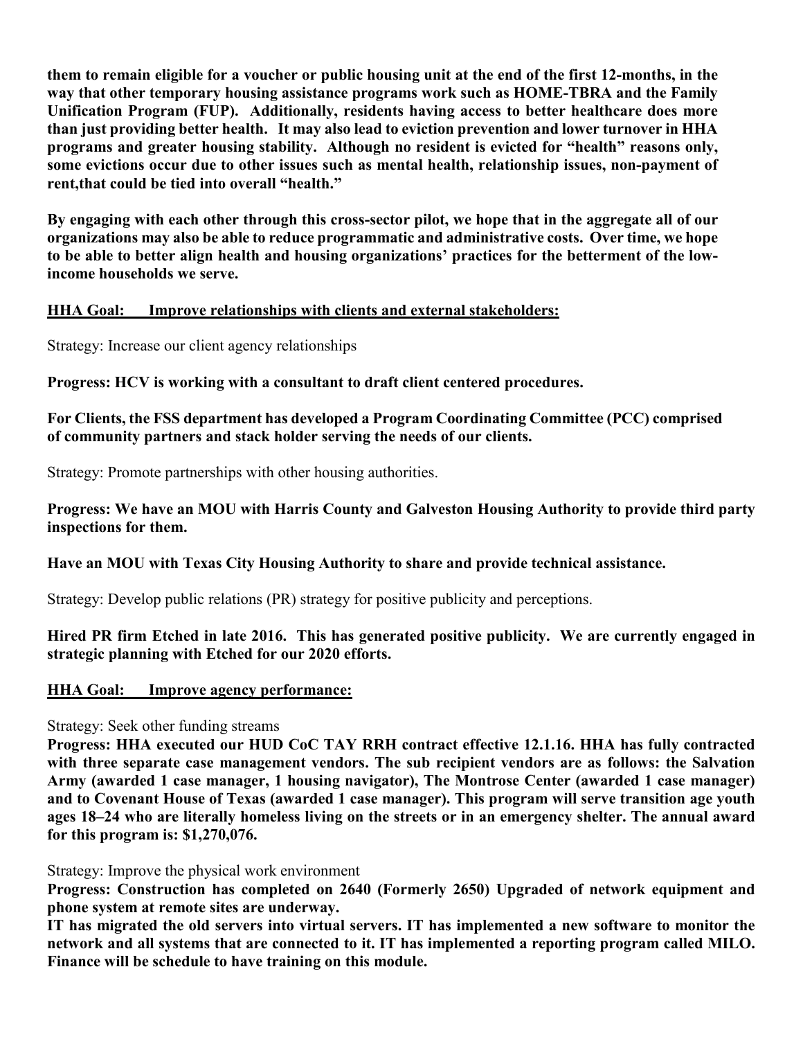**them to remain eligible for a voucher or public housing unit at the end of the first 12-months, in the way that other temporary housing assistance programs work such as HOME-TBRA and the Family Unification Program (FUP). Additionally, residents having access to better healthcare does more than just providing better health. It may also lead to eviction prevention and lower turnover in HHA programs and greater housing stability. Although no resident is evicted for "health" reasons only, some evictions occur due to other issues such as mental health, relationship issues, non-payment of rent,that could be tied into overall "health."**

**By engaging with each other through this cross-sector pilot, we hope that in the aggregate all of our organizations may also be able to reduce programmatic and administrative costs. Over time, we hope to be able to better align health and housing organizations' practices for the betterment of the low-income households we serve.**

**<u>HHA Goal: Improve relationships with clients and external stakeholders:</u>**

Strategy: Increase our client agency relationships

**Progress: HCV is working with a consultant to draft client centered procedures.**

**For Clients, the FSS department has developed a Program Coordinating Committee (PCC) comprised of community partners and stack holder serving the needs of our clients.**

Strategy: Promote partnerships with other housing authorities.

**Progress: We have an MOU with Harris County and Galveston Housing Authority to provide third party inspections for them.**

**Have an MOU with Texas City Housing Authority to share and provide technical assistance.**

Strategy: Develop public relations (PR) strategy for positive publicity and perceptions.

**Hired PR firm Etched in late 2016. This has generated positive publicity. We are currently engaged in strategic planning with Etched for our 2020 efforts.**

**<u>HHA Goal: Improve agency performance:</u>**

Strategy: Seek other funding streams

**Progress: HHA executed our HUD CoC TAY RRH contract effective 12.1.16. HHA has fully contracted with three separate case management vendors. The sub recipient vendors are as follows: the Salvation Army (awarded 1 case manager, 1 housing navigator), The Montrose Center (awarded 1 case manager) and to Covenant House of Texas (awarded 1 case manager). This program will serve transition age youth ages 18–24 who are literally homeless living on the streets or in an emergency shelter. The annual award for this program is: $1,270,076.**

Strategy: Improve the physical work environment

**Progress: Construction has completed on 2640 (Formerly 2650) Upgraded of network equipment and phone system at remote sites are underway.**

**IT has migrated the old servers into virtual servers. IT has implemented a new software to monitor the network and all systems that are connected to it. IT has implemented a reporting program called MILO. Finance will be schedule to have training on this module.**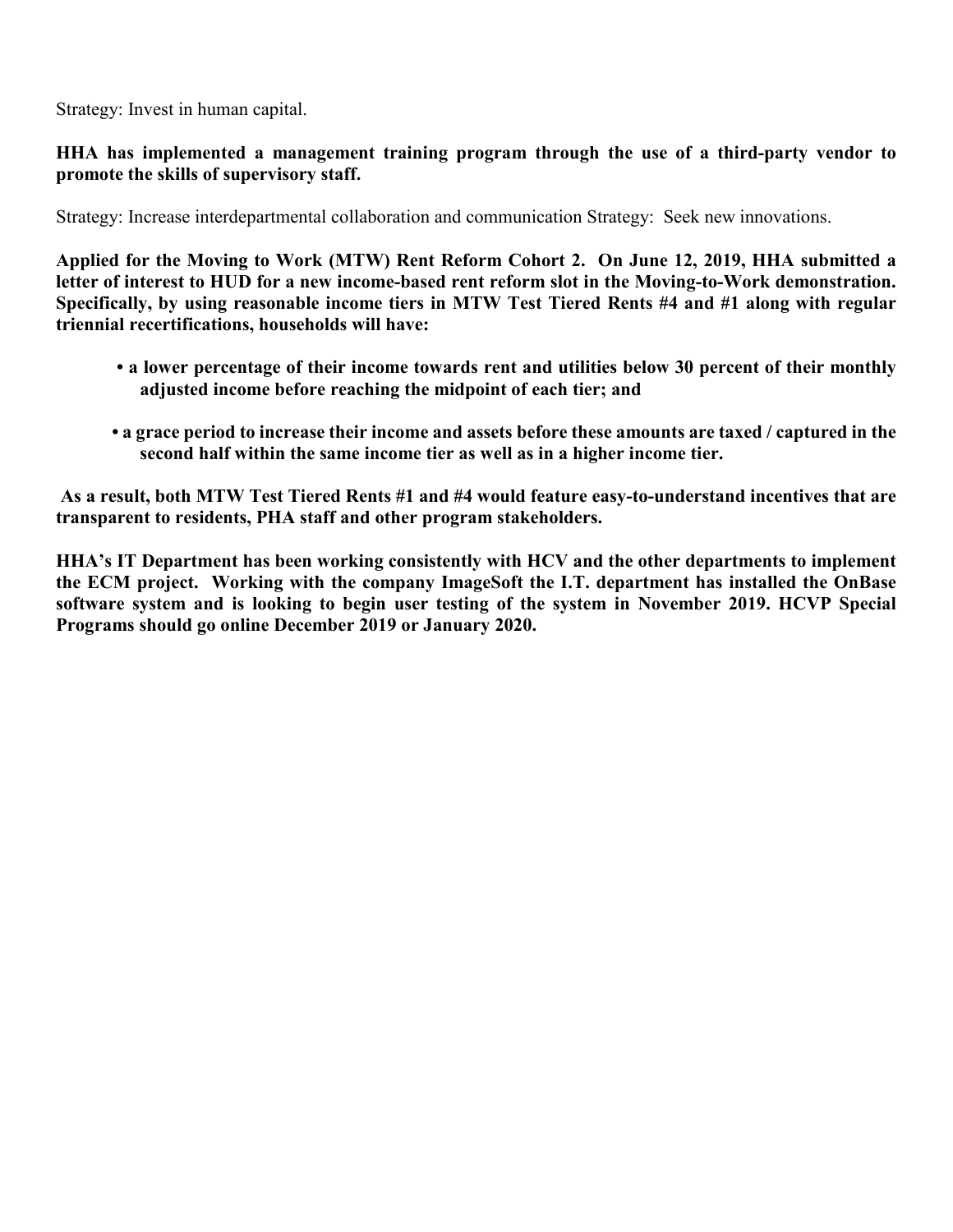Strategy: Invest in human capital.

**HHA has implemented a management training program through the use of a third-party vendor to promote the skills of supervisory staff.**

Strategy: Increase interdepartmental collaboration and communication Strategy: Seek new innovations.

**Applied for the Moving to Work (MTW) Rent Reform Cohort 2. On June 12, 2019, HHA submitted a letter of interest to HUD for a new income-based rent reform slot in the Moving-to-Work demonstration. Specifically, by using reasonable income tiers in MTW Test Tiered Rents #4 and #1 along with regular triennial recertifications, households will have:**

- **a lower percentage of their income towards rent and utilities below 30 percent of their monthly adjusted income before reaching the midpoint of each tier; and**
- **a grace period to increase their income and assets before these amounts are taxed / captured in the second half within the same income tier as well as in a higher income tier.**

**As a result, both MTW Test Tiered Rents #1 and #4 would feature easy-to-understand incentives that are transparent to residents, PHA staff and other program stakeholders.**

**HHA's IT Department has been working consistently with HCV and the other departments to implement the ECM project. Working with the company ImageSoft the I.T. department has installed the OnBase software system and is looking to begin user testing of the system in November 2019. HCVP Special Programs should go online December 2019 or January 2020.**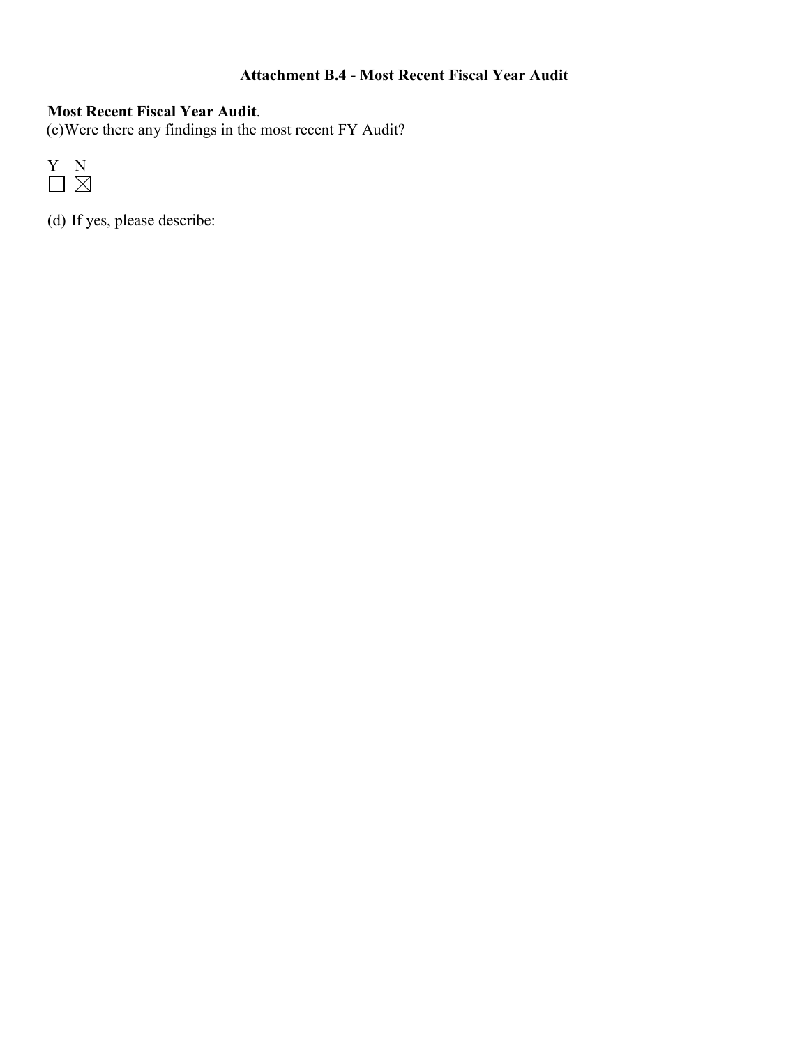### Attachment B.4 - Most Recent Fiscal Year Audit

**Most Recent Fiscal Year Audit**.
(c)Were there any findings in the most recent FY Audit?

| Y | N |
|---|---|
| ☐ | ☒ |

(d) If yes, please describe: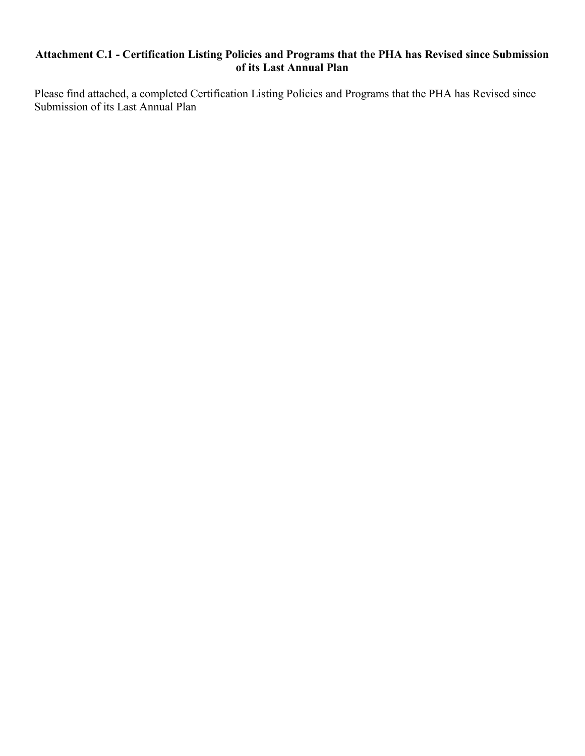**Attachment C.1 - Certification Listing Policies and Programs that the PHA has Revised since Submission of its Last Annual Plan**

Please find attached, a completed Certification Listing Policies and Programs that the PHA has Revised since Submission of its Last Annual Plan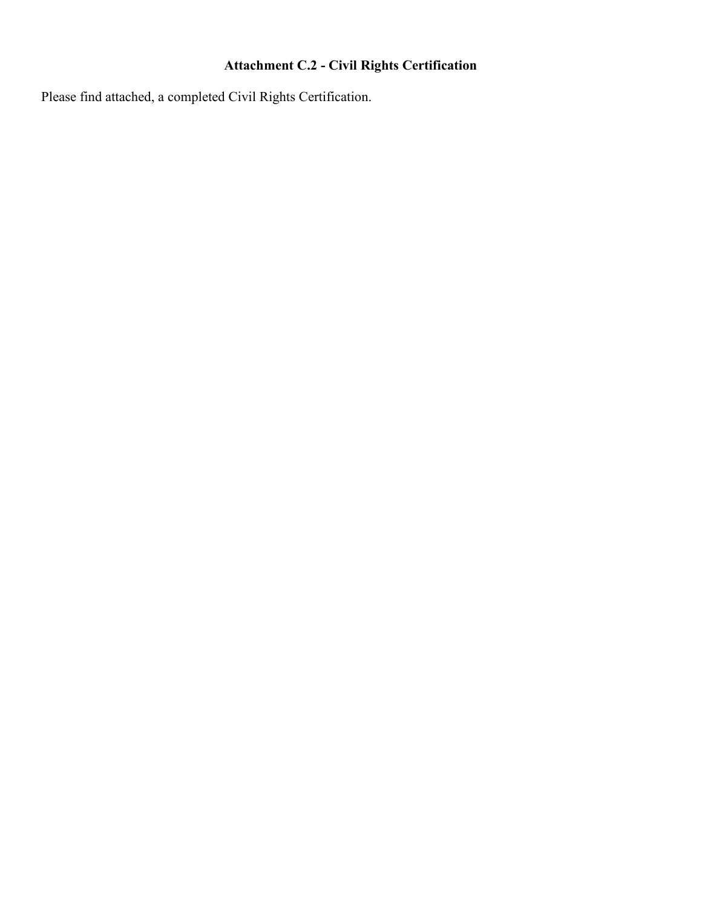## Attachment C.2 - Civil Rights Certification

Please find attached, a completed Civil Rights Certification.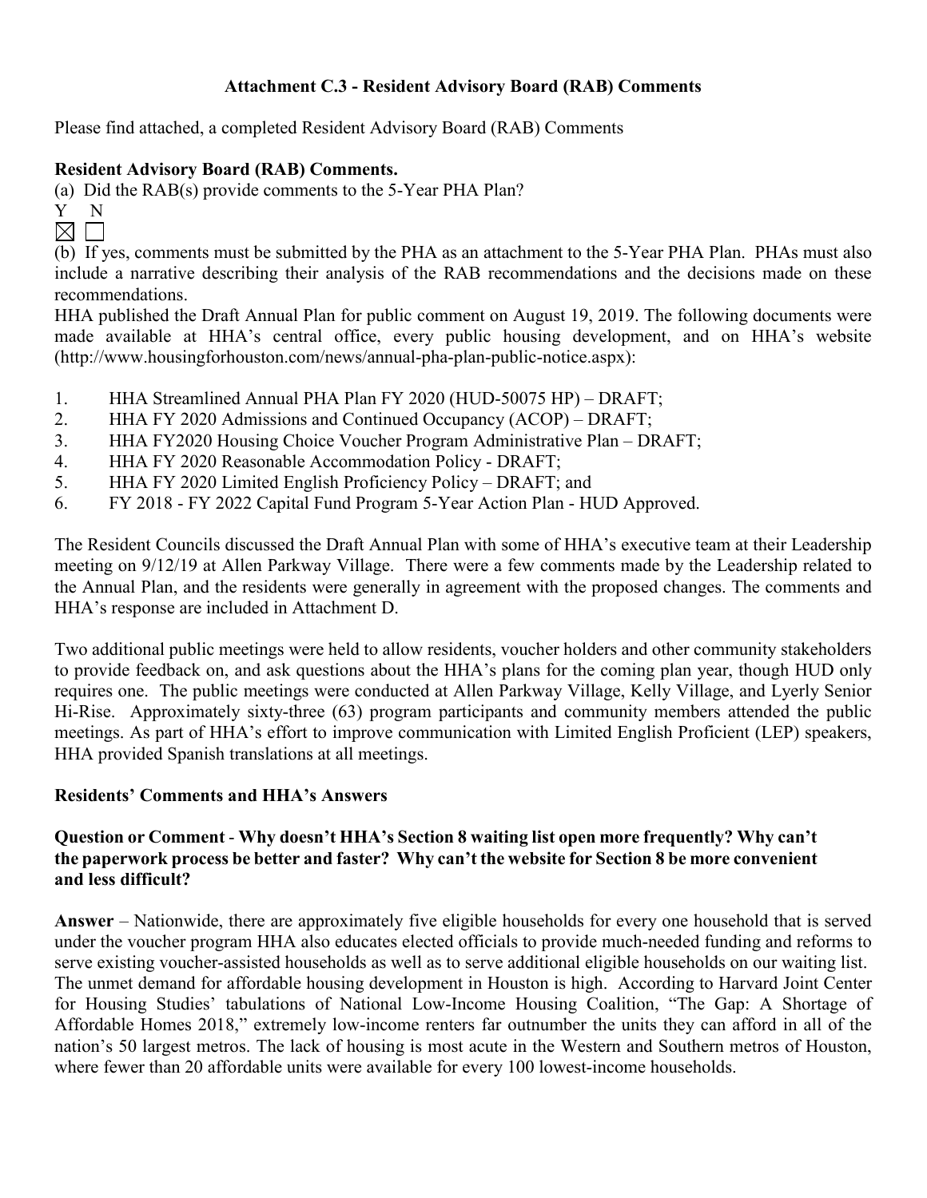**Attachment C.3 - Resident Advisory Board (RAB) Comments**

Please find attached, a completed Resident Advisory Board (RAB) Comments

**Resident Advisory Board (RAB) Comments.**

(a) Did the RAB(s) provide comments to the 5-Year PHA Plan?

Y N

☒ ☐

(b) If yes, comments must be submitted by the PHA as an attachment to the 5-Year PHA Plan. PHAs must also include a narrative describing their analysis of the RAB recommendations and the decisions made on these recommendations.

HHA published the Draft Annual Plan for public comment on August 19, 2019. The following documents were made available at HHA's central office, every public housing development, and on HHA's website (http://www.housingforhouston.com/news/annual-pha-plan-public-notice.aspx):

1. HHA Streamlined Annual PHA Plan FY 2020 (HUD-50075 HP) – DRAFT;
2. HHA FY 2020 Admissions and Continued Occupancy (ACOP) – DRAFT;
3. HHA FY2020 Housing Choice Voucher Program Administrative Plan – DRAFT;
4. HHA FY 2020 Reasonable Accommodation Policy - DRAFT;
5. HHA FY 2020 Limited English Proficiency Policy – DRAFT; and
6. FY 2018 - FY 2022 Capital Fund Program 5-Year Action Plan - HUD Approved.

The Resident Councils discussed the Draft Annual Plan with some of HHA's executive team at their Leadership meeting on 9/12/19 at Allen Parkway Village. There were a few comments made by the Leadership related to the Annual Plan, and the residents were generally in agreement with the proposed changes. The comments and HHA's response are included in Attachment D.

Two additional public meetings were held to allow residents, voucher holders and other community stakeholders to provide feedback on, and ask questions about the HHA's plans for the coming plan year, though HUD only requires one. The public meetings were conducted at Allen Parkway Village, Kelly Village, and Lyerly Senior Hi-Rise. Approximately sixty-three (63) program participants and community members attended the public meetings. As part of HHA's effort to improve communication with Limited English Proficient (LEP) speakers, HHA provided Spanish translations at all meetings.

**Residents' Comments and HHA's Answers**

**Question or Comment** - **Why doesn't HHA's Section 8 waiting list open more frequently? Why can't the paperwork process be better and faster? Why can't the website for Section 8 be more convenient and less difficult?**

**Answer** – Nationwide, there are approximately five eligible households for every one household that is served under the voucher program HHA also educates elected officials to provide much-needed funding and reforms to serve existing voucher-assisted households as well as to serve additional eligible households on our waiting list. The unmet demand for affordable housing development in Houston is high. According to Harvard Joint Center for Housing Studies' tabulations of National Low-Income Housing Coalition, "The Gap: A Shortage of Affordable Homes 2018," extremely low-income renters far outnumber the units they can afford in all of the nation's 50 largest metros. The lack of housing is most acute in the Western and Southern metros of Houston, where fewer than 20 affordable units were available for every 100 lowest-income households.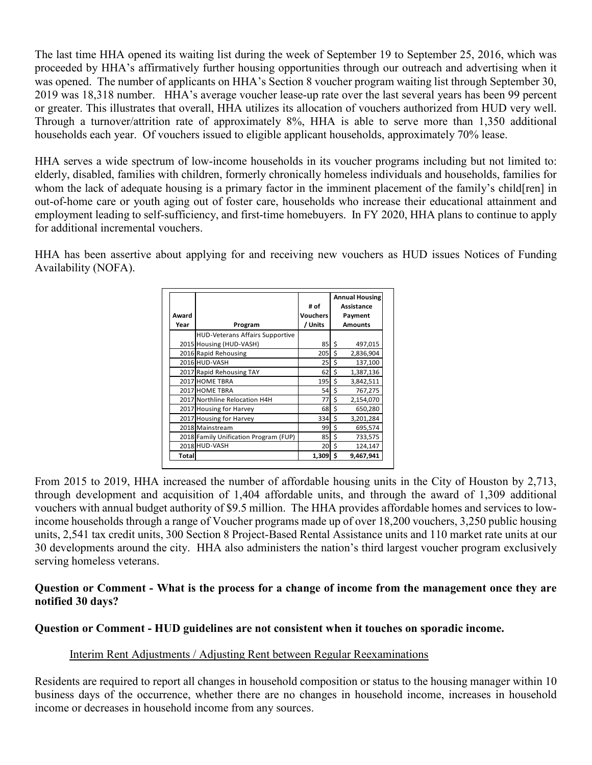The last time HHA opened its waiting list during the week of September 19 to September 25, 2016, which was proceeded by HHA's affirmatively further housing opportunities through our outreach and advertising when it was opened. The number of applicants on HHA's Section 8 voucher program waiting list through September 30, 2019 was 18,318 number. HHA's average voucher lease-up rate over the last several years has been 99 percent or greater. This illustrates that overall, HHA utilizes its allocation of vouchers authorized from HUD very well. Through a turnover/attrition rate of approximately 8%, HHA is able to serve more than 1,350 additional households each year. Of vouchers issued to eligible applicant households, approximately 70% lease.

HHA serves a wide spectrum of low-income households in its voucher programs including but not limited to: elderly, disabled, families with children, formerly chronically homeless individuals and households, families for whom the lack of adequate housing is a primary factor in the imminent placement of the family's child[ren] in out-of-home care or youth aging out of foster care, households who increase their educational attainment and employment leading to self-sufficiency, and first-time homebuyers. In FY 2020, HHA plans to continue to apply for additional incremental vouchers.

HHA has been assertive about applying for and receiving new vouchers as HUD issues Notices of Funding Availability (NOFA).

| Award Year | Program | # of Vouchers / Units | Annual Housing Assistance Payment Amounts |
|---|---|---|---|
| 2015 | HUD-Veterans Affairs Supportive Housing (HUD-VASH) | 85 | $ 497,015 |
| 2016 | Rapid Rehousing | 205 | $ 2,836,904 |
| 2016 | HUD-VASH | 25 | $ 137,100 |
| 2017 | Rapid Rehousing TAY | 62 | $ 1,387,136 |
| 2017 | HOME TBRA | 195 | $ 3,842,511 |
| 2017 | HOME TBRA | 54 | $ 767,275 |
| 2017 | Northline Relocation H4H | 77 | $ 2,154,070 |
| 2017 | Housing for Harvey | 68 | $ 650,280 |
| 2017 | Housing for Harvey | 334 | $ 3,201,284 |
| 2018 | Mainstream | 99 | $ 695,574 |
| 2018 | Family Unification Program (FUP) | 85 | $ 733,575 |
| 2018 | HUD-VASH | 20 | $ 124,147 |
| **Total** | | **1,309** | **$ 9,467,941** |

From 2015 to 2019, HHA increased the number of affordable housing units in the City of Houston by 2,713, through development and acquisition of 1,404 affordable units, and through the award of 1,309 additional vouchers with annual budget authority of $9.5 million. The HHA provides affordable homes and services to low-income households through a range of Voucher programs made up of over 18,200 vouchers, 3,250 public housing units, 2,541 tax credit units, 300 Section 8 Project-Based Rental Assistance units and 110 market rate units at our 30 developments around the city. HHA also administers the nation's third largest voucher program exclusively serving homeless veterans.

**Question or Comment - What is the process for a change of income from the management once they are notified 30 days?**

**Question or Comment - HUD guidelines are not consistent when it touches on sporadic income.**

Interim Rent Adjustments / Adjusting Rent between Regular Reexaminations

Residents are required to report all changes in household composition or status to the housing manager within 10 business days of the occurrence, whether there are no changes in household income, increases in household income or decreases in household income from any sources.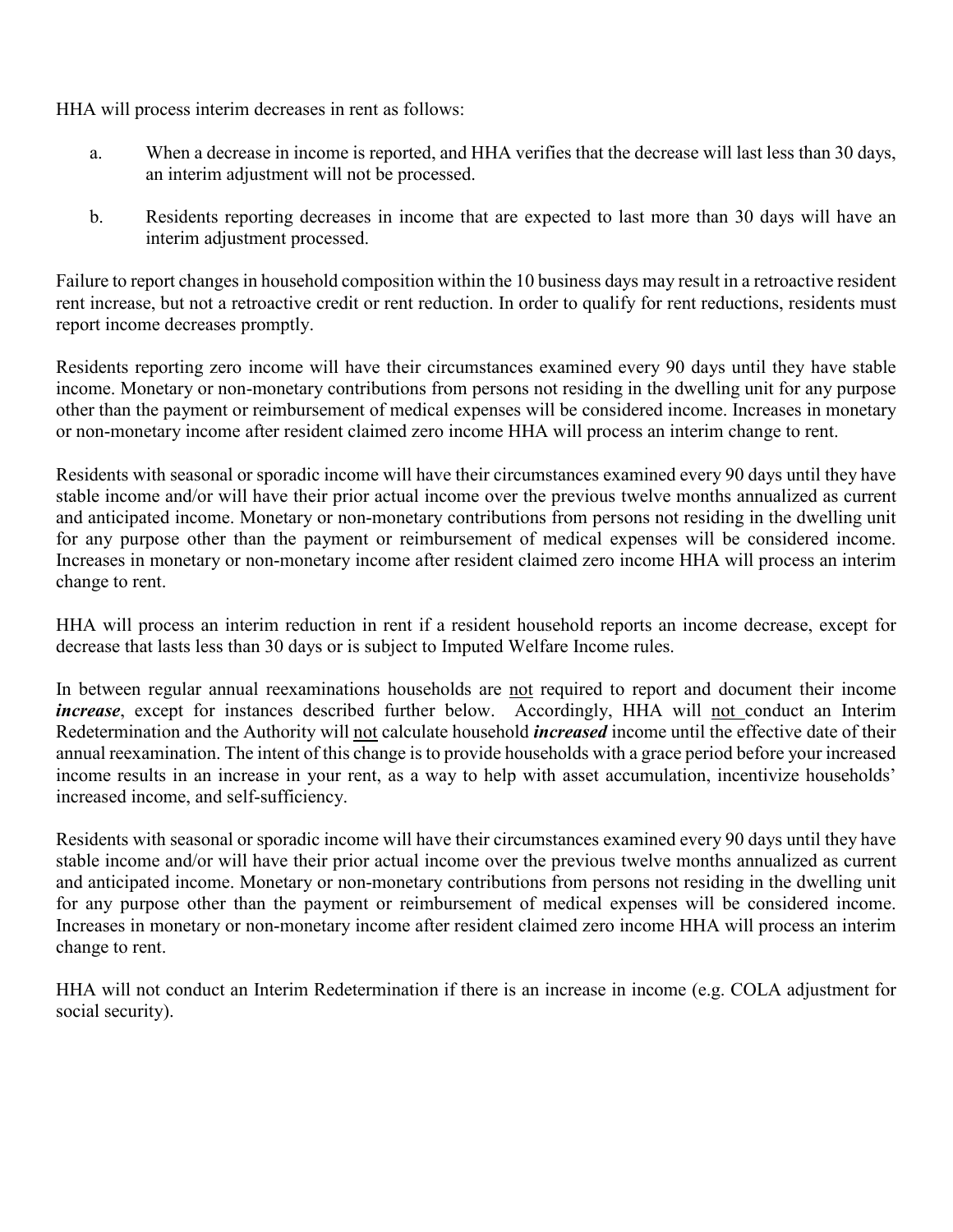HHA will process interim decreases in rent as follows:

a. When a decrease in income is reported, and HHA verifies that the decrease will last less than 30 days, an interim adjustment will not be processed.

b. Residents reporting decreases in income that are expected to last more than 30 days will have an interim adjustment processed.

Failure to report changes in household composition within the 10 business days may result in a retroactive resident rent increase, but not a retroactive credit or rent reduction. In order to qualify for rent reductions, residents must report income decreases promptly.

Residents reporting zero income will have their circumstances examined every 90 days until they have stable income. Monetary or non-monetary contributions from persons not residing in the dwelling unit for any purpose other than the payment or reimbursement of medical expenses will be considered income. Increases in monetary or non-monetary income after resident claimed zero income HHA will process an interim change to rent.

Residents with seasonal or sporadic income will have their circumstances examined every 90 days until they have stable income and/or will have their prior actual income over the previous twelve months annualized as current and anticipated income. Monetary or non-monetary contributions from persons not residing in the dwelling unit for any purpose other than the payment or reimbursement of medical expenses will be considered income. Increases in monetary or non-monetary income after resident claimed zero income HHA will process an interim change to rent.

HHA will process an interim reduction in rent if a resident household reports an income decrease, except for decrease that lasts less than 30 days or is subject to Imputed Welfare Income rules.

In between regular annual reexaminations households are <u>not</u> required to report and document their income ***increase***, except for instances described further below. Accordingly, HHA will <u>not</u> conduct an Interim Redetermination and the Authority will <u>not</u> calculate household ***increased*** income until the effective date of their annual reexamination. The intent of this change is to provide households with a grace period before your increased income results in an increase in your rent, as a way to help with asset accumulation, incentivize households' increased income, and self-sufficiency.

Residents with seasonal or sporadic income will have their circumstances examined every 90 days until they have stable income and/or will have their prior actual income over the previous twelve months annualized as current and anticipated income. Monetary or non-monetary contributions from persons not residing in the dwelling unit for any purpose other than the payment or reimbursement of medical expenses will be considered income. Increases in monetary or non-monetary income after resident claimed zero income HHA will process an interim change to rent.

HHA will not conduct an Interim Redetermination if there is an increase in income (e.g. COLA adjustment for social security).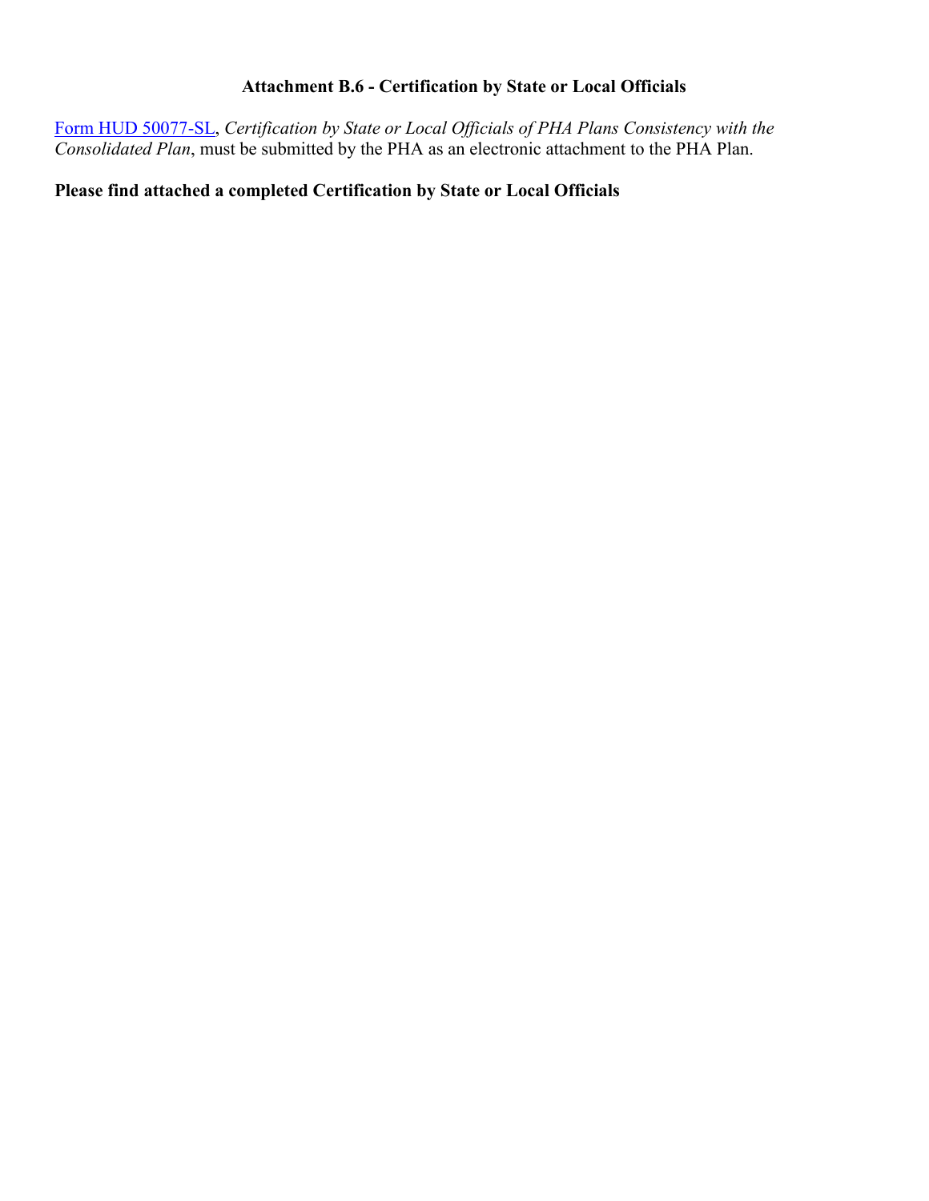### Attachment B.6 - Certification by State or Local Officials

Form HUD 50077-SL, *Certification by State or Local Officials of PHA Plans Consistency with the Consolidated Plan*, must be submitted by the PHA as an electronic attachment to the PHA Plan.

**Please find attached a completed Certification by State or Local Officials**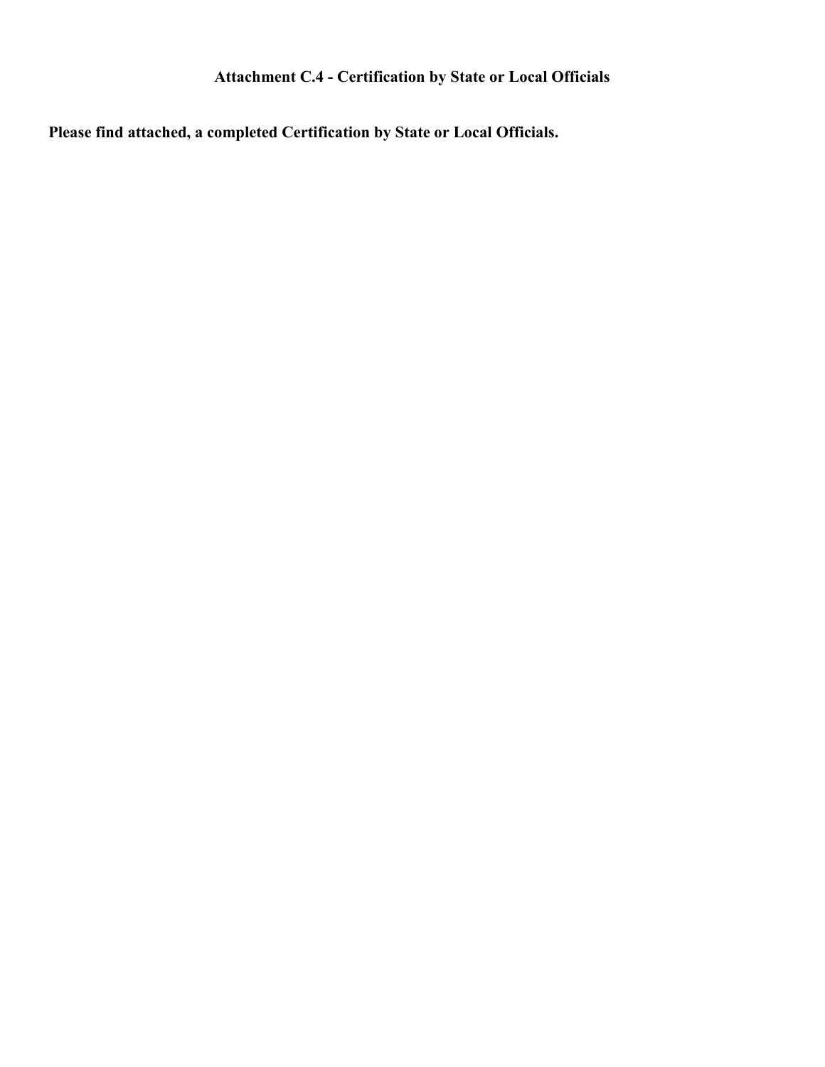# Attachment C.4 - Certification by State or Local Officials

**Please find attached, a completed Certification by State or Local Officials.**